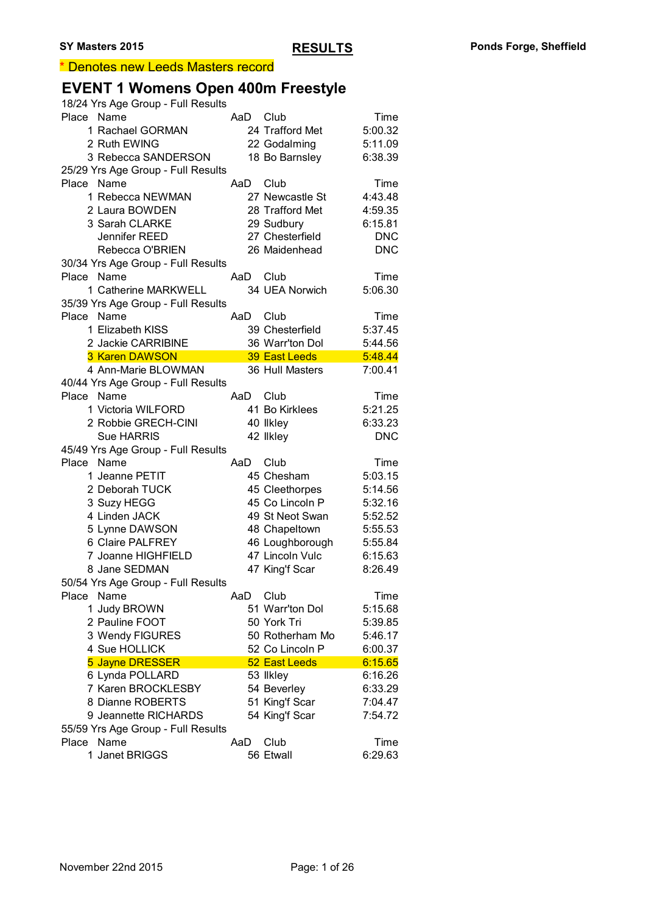SY Masters 2015 **RESULTS** Ponds Forge, Sheffield

\* Denotes new Leeds Masters record

## EVENT 1 Womens Open 400m Freestyle

18/24 Yrs Age Group - Full Results

| Place | Name | AaD | Club | Time |
|---|---|---|---|---|
| 1 | Rachael GORMAN | 24 | Trafford Met | 5:00.32 |
| 2 | Ruth EWING | 22 | Godalming | 5:11.09 |
| 3 | Rebecca SANDERSON | 18 | Bo Barnsley | 6:38.39 |

25/29 Yrs Age Group - Full Results

| Place | Name | AaD | Club | Time |
|---|---|---|---|---|
| 1 | Rebecca NEWMAN | 27 | Newcastle St | 4:43.48 |
| 2 | Laura BOWDEN | 28 | Trafford Met | 4:59.35 |
| 3 | Sarah CLARKE | 29 | Sudbury | 6:15.81 |
| | Jennifer REED | 27 | Chesterfield | DNC |
| | Rebecca O'BRIEN | 26 | Maidenhead | DNC |

30/34 Yrs Age Group - Full Results

| Place | Name | AaD | Club | Time |
|---|---|---|---|---|
| 1 | Catherine MARKWELL | 34 | UEA Norwich | 5:06.30 |

35/39 Yrs Age Group - Full Results

| Place | Name | AaD | Club | Time |
|---|---|---|---|---|
| 1 | Elizabeth KISS | 39 | Chesterfield | 5:37.45 |
| 2 | Jackie CARRIBINE | 36 | Warr'ton Dol | 5:44.56 |
| 3 | Karen DAWSON | 39 | East Leeds | 5:48.44 |
| 4 | Ann-Marie BLOWMAN | 36 | Hull Masters | 7:00.41 |

40/44 Yrs Age Group - Full Results

| Place | Name | AaD | Club | Time |
|---|---|---|---|---|
| 1 | Victoria WILFORD | 41 | Bo Kirklees | 5:21.25 |
| 2 | Robbie GRECH-CINI | 40 | Ilkley | 6:33.23 |
| | Sue HARRIS | 42 | Ilkley | DNC |

45/49 Yrs Age Group - Full Results

| Place | Name | AaD | Club | Time |
|---|---|---|---|---|
| 1 | Jeanne PETIT | 45 | Chesham | 5:03.15 |
| 2 | Deborah TUCK | 45 | Cleethorpes | 5:14.56 |
| 3 | Suzy HEGG | 45 | Co Lincoln P | 5:32.16 |
| 4 | Linden JACK | 49 | St Neot Swan | 5:52.52 |
| 5 | Lynne DAWSON | 48 | Chapeltown | 5:55.53 |
| 6 | Claire PALFREY | 46 | Loughborough | 5:55.84 |
| 7 | Joanne HIGHFIELD | 47 | Lincoln Vulc | 6:15.63 |
| 8 | Jane SEDMAN | 47 | King'f Scar | 8:26.49 |

50/54 Yrs Age Group - Full Results

| Place | Name | AaD | Club | Time |
|---|---|---|---|---|
| 1 | Judy BROWN | 51 | Warr'ton Dol | 5:15.68 |
| 2 | Pauline FOOT | 50 | York Tri | 5:39.85 |
| 3 | Wendy FIGURES | 50 | Rotherham Mo | 5:46.17 |
| 4 | Sue HOLLICK | 52 | Co Lincoln P | 6:00.37 |
| 5 | Jayne DRESSER | 52 | East Leeds | 6:15.65 |
| 6 | Lynda POLLARD | 53 | Ilkley | 6:16.26 |
| 7 | Karen BROCKLESBY | 54 | Beverley | 6:33.29 |
| 8 | Dianne ROBERTS | 51 | King'f Scar | 7:04.47 |
| 9 | Jeannette RICHARDS | 54 | King'f Scar | 7:54.72 |

55/59 Yrs Age Group - Full Results

| Place | Name | AaD | Club | Time |
|---|---|---|---|---|
| 1 | Janet BRIGGS | 56 | Etwall | 6:29.63 |

November 22nd 2015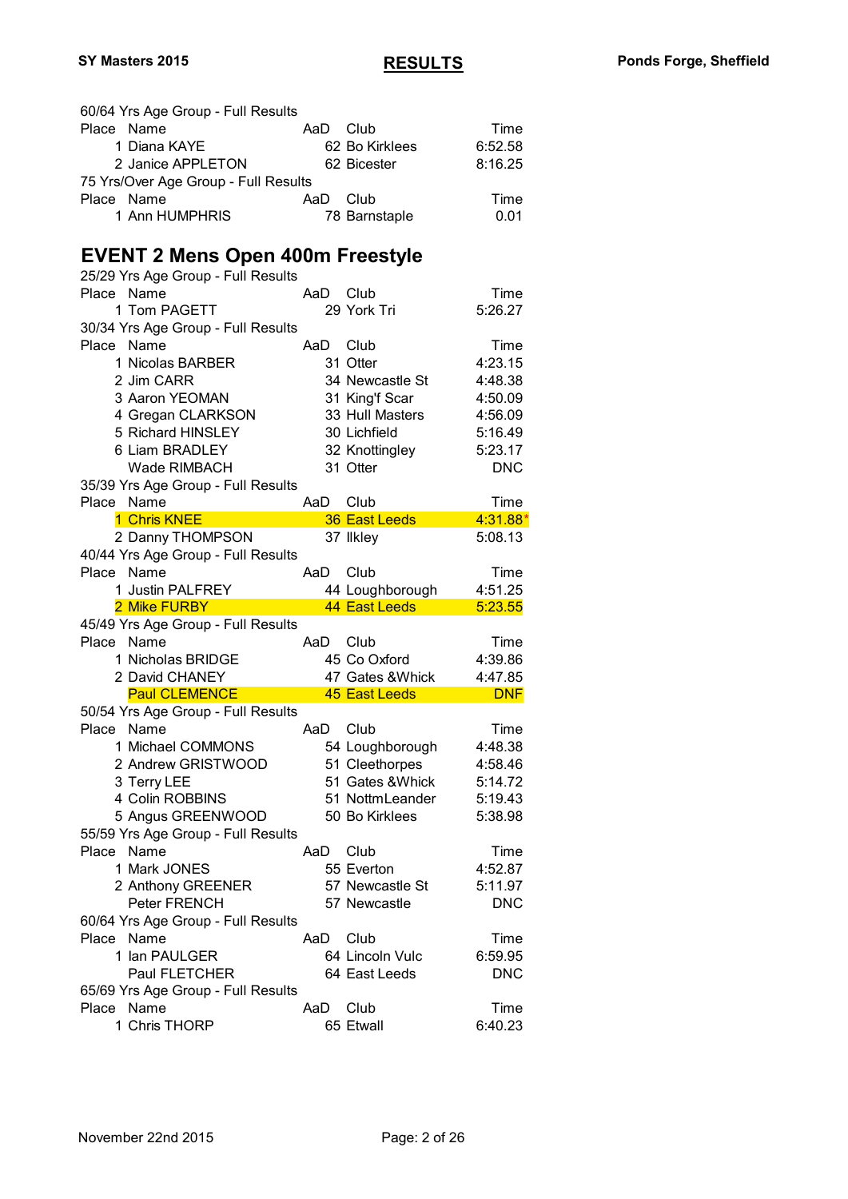60/64 Yrs Age Group - Full Results

| Place | Name | AaD | Club | Time |
|---|---|---|---|---|
| 1 | Diana KAYE | 62 | Bo Kirklees | 6:52.58 |
| 2 | Janice APPLETON | 62 | Bicester | 8:16.25 |

75 Yrs/Over Age Group - Full Results

| Place | Name | AaD | Club | Time |
|---|---|---|---|---|
| 1 | Ann HUMPHRIS | 78 | Barnstaple | 0.01 |

## EVENT 2 Mens Open 400m Freestyle

25/29 Yrs Age Group - Full Results

| Place | Name | AaD | Club | Time |
|---|---|---|---|---|
| 1 | Tom PAGETT | 29 | York Tri | 5:26.27 |

30/34 Yrs Age Group - Full Results

| Place | Name | AaD | Club | Time |
|---|---|---|---|---|
| 1 | Nicolas BARBER | 31 | Otter | 4:23.15 |
| 2 | Jim CARR | 34 | Newcastle St | 4:48.38 |
| 3 | Aaron YEOMAN | 31 | King'f Scar | 4:50.09 |
| 4 | Gregan CLARKSON | 33 | Hull Masters | 4:56.09 |
| 5 | Richard HINSLEY | 30 | Lichfield | 5:16.49 |
| 6 | Liam BRADLEY | 32 | Knottingley | 5:23.17 |
| | Wade RIMBACH | 31 | Otter | DNC |

35/39 Yrs Age Group - Full Results

| Place | Name | AaD | Club | Time |
|---|---|---|---|---|
| 1 | Chris KNEE | 36 | East Leeds | 4:31.88* |
| 2 | Danny THOMPSON | 37 | Ilkley | 5:08.13 |

40/44 Yrs Age Group - Full Results

| Place | Name | AaD | Club | Time |
|---|---|---|---|---|
| 1 | Justin PALFREY | 44 | Loughborough | 4:51.25 |
| 2 | Mike FURBY | 44 | East Leeds | 5:23.55 |

45/49 Yrs Age Group - Full Results

| Place | Name | AaD | Club | Time |
|---|---|---|---|---|
| 1 | Nicholas BRIDGE | 45 | Co Oxford | 4:39.86 |
| 2 | David CHANEY | 47 | Gates &Whick | 4:47.85 |
| | Paul CLEMENCE | 45 | East Leeds | DNF |

50/54 Yrs Age Group - Full Results

| Place | Name | AaD | Club | Time |
|---|---|---|---|---|
| 1 | Michael COMMONS | 54 | Loughborough | 4:48.38 |
| 2 | Andrew GRISTWOOD | 51 | Cleethorpes | 4:58.46 |
| 3 | Terry LEE | 51 | Gates &Whick | 5:14.72 |
| 4 | Colin ROBBINS | 51 | NottmLeander | 5:19.43 |
| 5 | Angus GREENWOOD | 50 | Bo Kirklees | 5:38.98 |

55/59 Yrs Age Group - Full Results

| Place | Name | AaD | Club | Time |
|---|---|---|---|---|
| 1 | Mark JONES | 55 | Everton | 4:52.87 |
| 2 | Anthony GREENER | 57 | Newcastle St | 5:11.97 |
| | Peter FRENCH | 57 | Newcastle | DNC |

60/64 Yrs Age Group - Full Results

| Place | Name | AaD | Club | Time |
|---|---|---|---|---|
| 1 | Ian PAULGER | 64 | Lincoln Vulc | 6:59.95 |
| | Paul FLETCHER | 64 | East Leeds | DNC |

65/69 Yrs Age Group - Full Results

| Place | Name | AaD | Club | Time |
|---|---|---|---|---|
| 1 | Chris THORP | 65 | Etwall | 6:40.23 |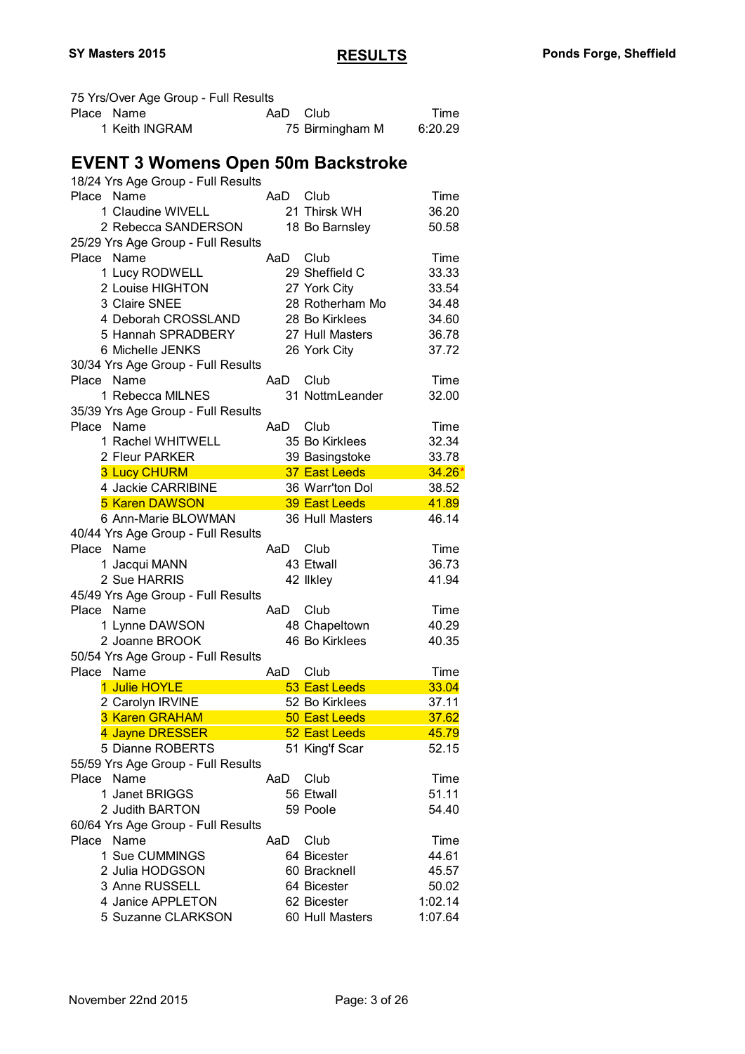75 Yrs/Over Age Group - Full Results

| Place | Name | AaD | Club | Time |
|---|---|---|---|---|
| 1 | Keith INGRAM | 75 | Birmingham M | 6:20.29 |

## EVENT 3 Womens Open 50m Backstroke

18/24 Yrs Age Group - Full Results

| Place | Name | AaD | Club | Time |
|---|---|---|---|---|
| 1 | Claudine WIVELL | 21 | Thirsk WH | 36.20 |
| 2 | Rebecca SANDERSON | 18 | Bo Barnsley | 50.58 |

25/29 Yrs Age Group - Full Results

| Place | Name | AaD | Club | Time |
|---|---|---|---|---|
| 1 | Lucy RODWELL | 29 | Sheffield C | 33.33 |
| 2 | Louise HIGHTON | 27 | York City | 33.54 |
| 3 | Claire SNEE | 28 | Rotherham Mo | 34.48 |
| 4 | Deborah CROSSLAND | 28 | Bo Kirklees | 34.60 |
| 5 | Hannah SPRADBERY | 27 | Hull Masters | 36.78 |
| 6 | Michelle JENKS | 26 | York City | 37.72 |

30/34 Yrs Age Group - Full Results

| Place | Name | AaD | Club | Time |
|---|---|---|---|---|
| 1 | Rebecca MILNES | 31 | NottmLeander | 32.00 |

35/39 Yrs Age Group - Full Results

| Place | Name | AaD | Club | Time |
|---|---|---|---|---|
| 1 | Rachel WHITWELL | 35 | Bo Kirklees | 32.34 |
| 2 | Fleur PARKER | 39 | Basingstoke | 33.78 |
| 3 | Lucy CHURM | 37 | East Leeds | 34.26* |
| 4 | Jackie CARRIBINE | 36 | Warr'ton Dol | 38.52 |
| 5 | Karen DAWSON | 39 | East Leeds | 41.89 |
| 6 | Ann-Marie BLOWMAN | 36 | Hull Masters | 46.14 |

40/44 Yrs Age Group - Full Results

| Place | Name | AaD | Club | Time |
|---|---|---|---|---|
| 1 | Jacqui MANN | 43 | Etwall | 36.73 |
| 2 | Sue HARRIS | 42 | Ilkley | 41.94 |

45/49 Yrs Age Group - Full Results

| Place | Name | AaD | Club | Time |
|---|---|---|---|---|
| 1 | Lynne DAWSON | 48 | Chapeltown | 40.29 |
| 2 | Joanne BROOK | 46 | Bo Kirklees | 40.35 |

50/54 Yrs Age Group - Full Results

| Place | Name | AaD | Club | Time |
|---|---|---|---|---|
| 1 | Julie HOYLE | 53 | East Leeds | 33.04 |
| 2 | Carolyn IRVINE | 52 | Bo Kirklees | 37.11 |
| 3 | Karen GRAHAM | 50 | East Leeds | 37.62 |
| 4 | Jayne DRESSER | 52 | East Leeds | 45.79 |
| 5 | Dianne ROBERTS | 51 | King'f Scar | 52.15 |

55/59 Yrs Age Group - Full Results

| Place | Name | AaD | Club | Time |
|---|---|---|---|---|
| 1 | Janet BRIGGS | 56 | Etwall | 51.11 |
| 2 | Judith BARTON | 59 | Poole | 54.40 |

60/64 Yrs Age Group - Full Results

| Place | Name | AaD | Club | Time |
|---|---|---|---|---|
| 1 | Sue CUMMINGS | 64 | Bicester | 44.61 |
| 2 | Julia HODGSON | 60 | Bracknell | 45.57 |
| 3 | Anne RUSSELL | 64 | Bicester | 50.02 |
| 4 | Janice APPLETON | 62 | Bicester | 1:02.14 |
| 5 | Suzanne CLARKSON | 60 | Hull Masters | 1:07.64 |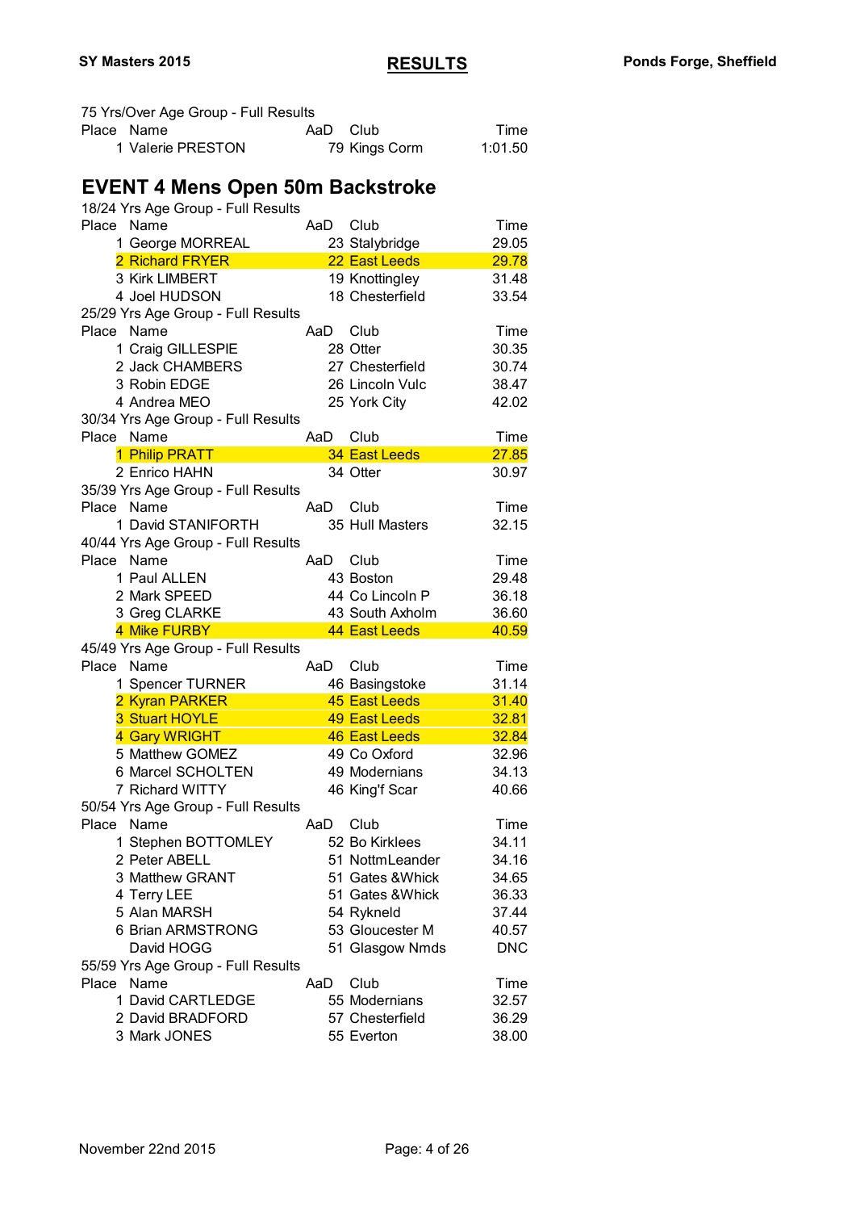75 Yrs/Over Age Group - Full Results

| Place | Name | AaD | Club | Time |
|---|---|---|---|---|
| 1 | Valerie PRESTON | 79 | Kings Corm | 1:01.50 |

## EVENT 4 Mens Open 50m Backstroke

18/24 Yrs Age Group - Full Results

| Place | Name | AaD | Club | Time |
|---|---|---|---|---|
| 1 | George MORREAL | 23 | Stalybridge | 29.05 |
| 2 | Richard FRYER | 22 | East Leeds | 29.78 |
| 3 | Kirk LIMBERT | 19 | Knottingley | 31.48 |
| 4 | Joel HUDSON | 18 | Chesterfield | 33.54 |

25/29 Yrs Age Group - Full Results

| Place | Name | AaD | Club | Time |
|---|---|---|---|---|
| 1 | Craig GILLESPIE | 28 | Otter | 30.35 |
| 2 | Jack CHAMBERS | 27 | Chesterfield | 30.74 |
| 3 | Robin EDGE | 26 | Lincoln Vulc | 38.47 |
| 4 | Andrea MEO | 25 | York City | 42.02 |

30/34 Yrs Age Group - Full Results

| Place | Name | AaD | Club | Time |
|---|---|---|---|---|
| 1 | Philip PRATT | 34 | East Leeds | 27.85 |
| 2 | Enrico HAHN | 34 | Otter | 30.97 |

35/39 Yrs Age Group - Full Results

| Place | Name | AaD | Club | Time |
|---|---|---|---|---|
| 1 | David STANIFORTH | 35 | Hull Masters | 32.15 |

40/44 Yrs Age Group - Full Results

| Place | Name | AaD | Club | Time |
|---|---|---|---|---|
| 1 | Paul ALLEN | 43 | Boston | 29.48 |
| 2 | Mark SPEED | 44 | Co Lincoln P | 36.18 |
| 3 | Greg CLARKE | 43 | South Axholm | 36.60 |
| 4 | Mike FURBY | 44 | East Leeds | 40.59 |

45/49 Yrs Age Group - Full Results

| Place | Name | AaD | Club | Time |
|---|---|---|---|---|
| 1 | Spencer TURNER | 46 | Basingstoke | 31.14 |
| 2 | Kyran PARKER | 45 | East Leeds | 31.40 |
| 3 | Stuart HOYLE | 49 | East Leeds | 32.81 |
| 4 | Gary WRIGHT | 46 | East Leeds | 32.84 |
| 5 | Matthew GOMEZ | 49 | Co Oxford | 32.96 |
| 6 | Marcel SCHOLTEN | 49 | Modernians | 34.13 |
| 7 | Richard WITTY | 46 | King'f Scar | 40.66 |

50/54 Yrs Age Group - Full Results

| Place | Name | AaD | Club | Time |
|---|---|---|---|---|
| 1 | Stephen BOTTOMLEY | 52 | Bo Kirklees | 34.11 |
| 2 | Peter ABELL | 51 | NottmLeander | 34.16 |
| 3 | Matthew GRANT | 51 | Gates &Whick | 34.65 |
| 4 | Terry LEE | 51 | Gates &Whick | 36.33 |
| 5 | Alan MARSH | 54 | Rykneld | 37.44 |
| 6 | Brian ARMSTRONG | 53 | Gloucester M | 40.57 |
| | David HOGG | 51 | Glasgow Nmds | DNC |

55/59 Yrs Age Group - Full Results

| Place | Name | AaD | Club | Time |
|---|---|---|---|---|
| 1 | David CARTLEDGE | 55 | Modernians | 32.57 |
| 2 | David BRADFORD | 57 | Chesterfield | 36.29 |
| 3 | Mark JONES | 55 | Everton | 38.00 |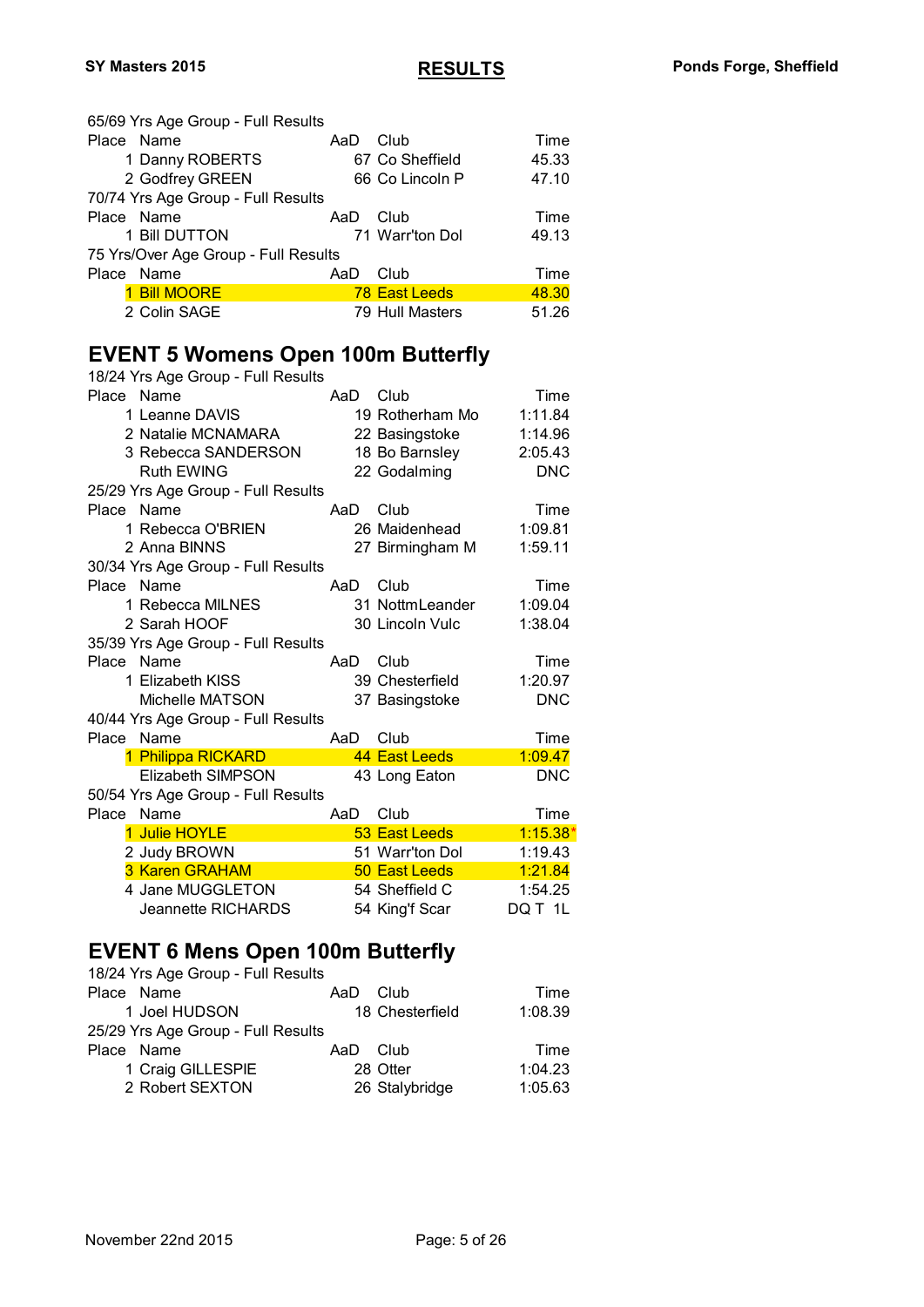65/69 Yrs Age Group - Full Results

| Place | Name | AaD | Club | Time |
|---|---|---|---|---|
| 1 | Danny ROBERTS | 67 | Co Sheffield | 45.33 |
| 2 | Godfrey GREEN | 66 | Co Lincoln P | 47.10 |

70/74 Yrs Age Group - Full Results

| Place | Name | AaD | Club | Time |
|---|---|---|---|---|
| 1 | Bill DUTTON | 71 | Warr'ton Dol | 49.13 |

75 Yrs/Over Age Group - Full Results

| Place | Name | AaD | Club | Time |
|---|---|---|---|---|
| 1 | Bill MOORE | 78 | East Leeds | 48.30 |
| 2 | Colin SAGE | 79 | Hull Masters | 51.26 |

## EVENT 5 Womens Open 100m Butterfly

18/24 Yrs Age Group - Full Results

| Place | Name | AaD | Club | Time |
|---|---|---|---|---|
| 1 | Leanne DAVIS | 19 | Rotherham Mo | 1:11.84 |
| 2 | Natalie MCNAMARA | 22 | Basingstoke | 1:14.96 |
| 3 | Rebecca SANDERSON | 18 | Bo Barnsley | 2:05.43 |
| | Ruth EWING | 22 | Godalming | DNC |

25/29 Yrs Age Group - Full Results

| Place | Name | AaD | Club | Time |
|---|---|---|---|---|
| 1 | Rebecca O'BRIEN | 26 | Maidenhead | 1:09.81 |
| 2 | Anna BINNS | 27 | Birmingham M | 1:59.11 |

30/34 Yrs Age Group - Full Results

| Place | Name | AaD | Club | Time |
|---|---|---|---|---|
| 1 | Rebecca MILNES | 31 | NottmLeander | 1:09.04 |
| 2 | Sarah HOOF | 30 | Lincoln Vulc | 1:38.04 |

35/39 Yrs Age Group - Full Results

| Place | Name | AaD | Club | Time |
|---|---|---|---|---|
| 1 | Elizabeth KISS | 39 | Chesterfield | 1:20.97 |
| | Michelle MATSON | 37 | Basingstoke | DNC |

40/44 Yrs Age Group - Full Results

| Place | Name | AaD | Club | Time |
|---|---|---|---|---|
| 1 | Philippa RICKARD | 44 | East Leeds | 1:09.47 |
| | Elizabeth SIMPSON | 43 | Long Eaton | DNC |

50/54 Yrs Age Group - Full Results

| Place | Name | AaD | Club | Time |
|---|---|---|---|---|
| 1 | Julie HOYLE | 53 | East Leeds | 1:15.38* |
| 2 | Judy BROWN | 51 | Warr'ton Dol | 1:19.43 |
| 3 | Karen GRAHAM | 50 | East Leeds | 1:21.84 |
| 4 | Jane MUGGLETON | 54 | Sheffield C | 1:54.25 |
| | Jeannette RICHARDS | 54 | King'f Scar | DQ T 1L |

## EVENT 6 Mens Open 100m Butterfly

18/24 Yrs Age Group - Full Results

| Place | Name | AaD | Club | Time |
|---|---|---|---|---|
| 1 | Joel HUDSON | 18 | Chesterfield | 1:08.39 |

25/29 Yrs Age Group - Full Results

| Place | Name | AaD | Club | Time |
|---|---|---|---|---|
| 1 | Craig GILLESPIE | 28 | Otter | 1:04.23 |
| 2 | Robert SEXTON | 26 | Stalybridge | 1:05.63 |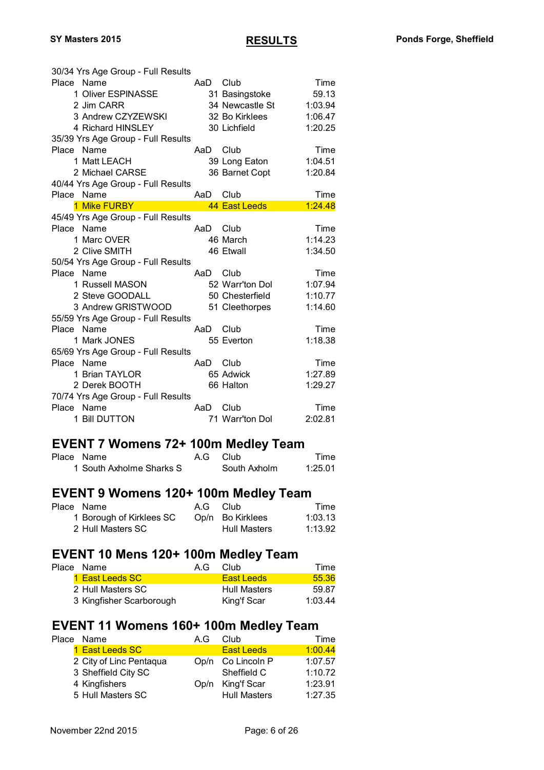30/34 Yrs Age Group - Full Results

| Place | Name | AaD | Club | Time |
|---|---|---|---|---|
| 1 | Oliver ESPINASSE | 31 | Basingstoke | 59.13 |
| 2 | Jim CARR | 34 | Newcastle St | 1:03.94 |
| 3 | Andrew CZYZEWSKI | 32 | Bo Kirklees | 1:06.47 |
| 4 | Richard HINSLEY | 30 | Lichfield | 1:20.25 |

35/39 Yrs Age Group - Full Results

| Place | Name | AaD | Club | Time |
|---|---|---|---|---|
| 1 | Matt LEACH | 39 | Long Eaton | 1:04.51 |
| 2 | Michael CARSE | 36 | Barnet Copt | 1:20.84 |

40/44 Yrs Age Group - Full Results

| Place | Name | AaD | Club | Time |
|---|---|---|---|---|
| 1 | Mike FURBY | 44 | East Leeds | 1:24.48 |

45/49 Yrs Age Group - Full Results

| Place | Name | AaD | Club | Time |
|---|---|---|---|---|
| 1 | Marc OVER | 46 | March | 1:14.23 |
| 2 | Clive SMITH | 46 | Etwall | 1:34.50 |

50/54 Yrs Age Group - Full Results

| Place | Name | AaD | Club | Time |
|---|---|---|---|---|
| 1 | Russell MASON | 52 | Warr'ton Dol | 1:07.94 |
| 2 | Steve GOODALL | 50 | Chesterfield | 1:10.77 |
| 3 | Andrew GRISTWOOD | 51 | Cleethorpes | 1:14.60 |

55/59 Yrs Age Group - Full Results

| Place | Name | AaD | Club | Time |
|---|---|---|---|---|
| 1 | Mark JONES | 55 | Everton | 1:18.38 |

65/69 Yrs Age Group - Full Results

| Place | Name | AaD | Club | Time |
|---|---|---|---|---|
| 1 | Brian TAYLOR | 65 | Adwick | 1:27.89 |
| 2 | Derek BOOTH | 66 | Halton | 1:29.27 |

70/74 Yrs Age Group - Full Results

| Place | Name | AaD | Club | Time |
|---|---|---|---|---|
| 1 | Bill DUTTON | 71 | Warr'ton Dol | 2:02.81 |

## EVENT 7 Womens 72+ 100m Medley Team

| Place | Name | A.G | Club | Time |
|---|---|---|---|---|
| 1 | South Axholme Sharks S | | South Axholm | 1:25.01 |

## EVENT 9 Womens 120+ 100m Medley Team

| Place | Name | A.G | Club | Time |
|---|---|---|---|---|
| 1 | Borough of Kirklees SC | Op/n | Bo Kirklees | 1:03.13 |
| 2 | Hull Masters SC | | Hull Masters | 1:13.92 |

## EVENT 10 Mens 120+ 100m Medley Team

| Place | Name | A.G | Club | Time |
|---|---|---|---|---|
| 1 | East Leeds SC | | East Leeds | 55.36 |
| 2 | Hull Masters SC | | Hull Masters | 59.87 |
| 3 | Kingfisher Scarborough | | King'f Scar | 1:03.44 |

## EVENT 11 Womens 160+ 100m Medley Team

| Place | Name | A.G | Club | Time |
|---|---|---|---|---|
| 1 | East Leeds SC | | East Leeds | 1:00.44 |
| 2 | City of Linc Pentaqua | Op/n | Co Lincoln P | 1:07.57 |
| 3 | Sheffield City SC | | Sheffield C | 1:10.72 |
| 4 | Kingfishers | Op/n | King'f Scar | 1:23.91 |
| 5 | Hull Masters SC | | Hull Masters | 1:27.35 |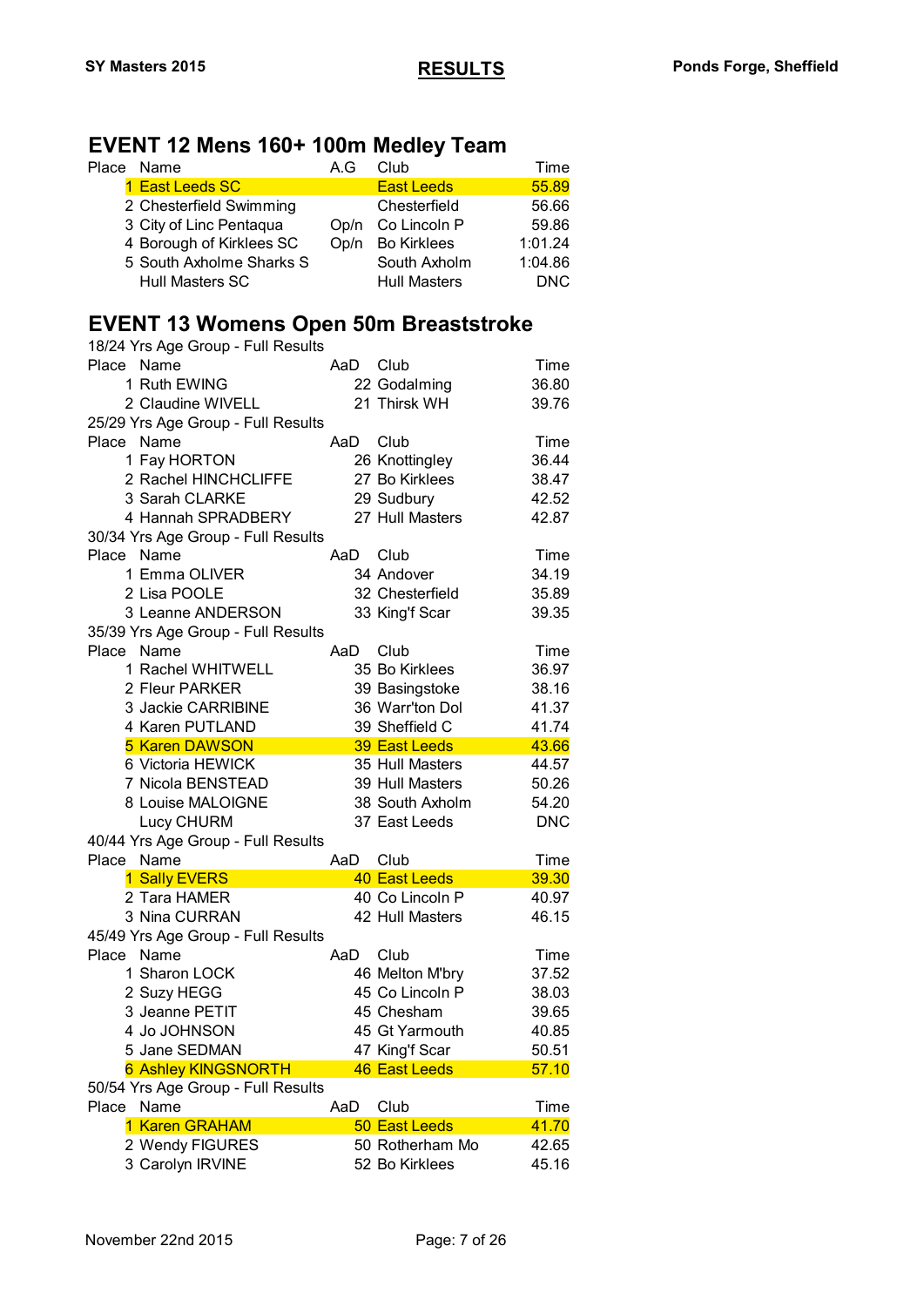## EVENT 12 Mens 160+ 100m Medley Team

| Place | Name | A.G | Club | Time |
|---|---|---|---|---|
| 1 | East Leeds SC | | East Leeds | 55.89 |
| 2 | Chesterfield Swimming | | Chesterfield | 56.66 |
| 3 | City of Linc Pentaqua | Op/n | Co Lincoln P | 59.86 |
| 4 | Borough of Kirklees SC | Op/n | Bo Kirklees | 1:01.24 |
| 5 | South Axholme Sharks S | | South Axholm | 1:04.86 |
| | Hull Masters SC | | Hull Masters | DNC |

## EVENT 13 Womens Open 50m Breaststroke

18/24 Yrs Age Group - Full Results

| Place | Name | AaD | Club | Time |
|---|---|---|---|---|
| 1 | Ruth EWING | 22 | Godalming | 36.80 |
| 2 | Claudine WIVELL | 21 | Thirsk WH | 39.76 |

25/29 Yrs Age Group - Full Results

| Place | Name | AaD | Club | Time |
|---|---|---|---|---|
| 1 | Fay HORTON | 26 | Knottingley | 36.44 |
| 2 | Rachel HINCHCLIFFE | 27 | Bo Kirklees | 38.47 |
| 3 | Sarah CLARKE | 29 | Sudbury | 42.52 |
| 4 | Hannah SPRADBERY | 27 | Hull Masters | 42.87 |

30/34 Yrs Age Group - Full Results

| Place | Name | AaD | Club | Time |
|---|---|---|---|---|
| 1 | Emma OLIVER | 34 | Andover | 34.19 |
| 2 | Lisa POOLE | 32 | Chesterfield | 35.89 |
| 3 | Leanne ANDERSON | 33 | King'f Scar | 39.35 |

35/39 Yrs Age Group - Full Results

| Place | Name | AaD | Club | Time |
|---|---|---|---|---|
| 1 | Rachel WHITWELL | 35 | Bo Kirklees | 36.97 |
| 2 | Fleur PARKER | 39 | Basingstoke | 38.16 |
| 3 | Jackie CARRIBINE | 36 | Warr'ton Dol | 41.37 |
| 4 | Karen PUTLAND | 39 | Sheffield C | 41.74 |
| 5 | Karen DAWSON | 39 | East Leeds | 43.66 |
| 6 | Victoria HEWICK | 35 | Hull Masters | 44.57 |
| 7 | Nicola BENSTEAD | 39 | Hull Masters | 50.26 |
| 8 | Louise MALOIGNE | 38 | South Axholm | 54.20 |
| | Lucy CHURM | 37 | East Leeds | DNC |

40/44 Yrs Age Group - Full Results

| Place | Name | AaD | Club | Time |
|---|---|---|---|---|
| 1 | Sally EVERS | 40 | East Leeds | 39.30 |
| 2 | Tara HAMER | 40 | Co Lincoln P | 40.97 |
| 3 | Nina CURRAN | 42 | Hull Masters | 46.15 |

45/49 Yrs Age Group - Full Results

| Place | Name | AaD | Club | Time |
|---|---|---|---|---|
| 1 | Sharon LOCK | 46 | Melton M'bry | 37.52 |
| 2 | Suzy HEGG | 45 | Co Lincoln P | 38.03 |
| 3 | Jeanne PETIT | 45 | Chesham | 39.65 |
| 4 | Jo JOHNSON | 45 | Gt Yarmouth | 40.85 |
| 5 | Jane SEDMAN | 47 | King'f Scar | 50.51 |
| 6 | Ashley KINGSNORTH | 46 | East Leeds | 57.10 |

50/54 Yrs Age Group - Full Results

| Place | Name | AaD | Club | Time |
|---|---|---|---|---|
| 1 | Karen GRAHAM | 50 | East Leeds | 41.70 |
| 2 | Wendy FIGURES | 50 | Rotherham Mo | 42.65 |
| 3 | Carolyn IRVINE | 52 | Bo Kirklees | 45.16 |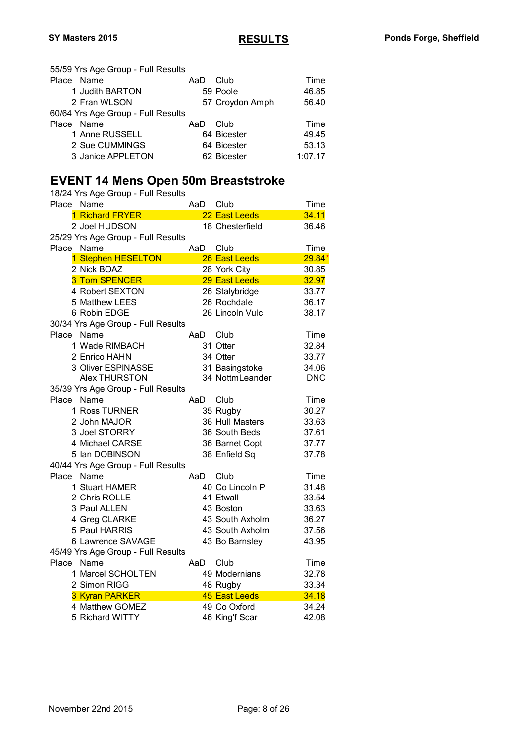55/59 Yrs Age Group - Full Results

| Place | Name | AaD | Club | Time |
|---|---|---|---|---|
| 1 | Judith BARTON | 59 | Poole | 46.85 |
| 2 | Fran WLSON | 57 | Croydon Amph | 56.40 |

60/64 Yrs Age Group - Full Results

| Place | Name | AaD | Club | Time |
|---|---|---|---|---|
| 1 | Anne RUSSELL | 64 | Bicester | 49.45 |
| 2 | Sue CUMMINGS | 64 | Bicester | 53.13 |
| 3 | Janice APPLETON | 62 | Bicester | 1:07.17 |

## EVENT 14 Mens Open 50m Breaststroke

18/24 Yrs Age Group - Full Results

| Place | Name | AaD | Club | Time |
|---|---|---|---|---|
| 1 | Richard FRYER | 22 | East Leeds | 34.11 |
| 2 | Joel HUDSON | 18 | Chesterfield | 36.46 |

25/29 Yrs Age Group - Full Results

| Place | Name | AaD | Club | Time |
|---|---|---|---|---|
| 1 | Stephen HESELTON | 26 | East Leeds | 29.84* |
| 2 | Nick BOAZ | 28 | York City | 30.85 |
| 3 | Tom SPENCER | 29 | East Leeds | 32.97 |
| 4 | Robert SEXTON | 26 | Stalybridge | 33.77 |
| 5 | Matthew LEES | 26 | Rochdale | 36.17 |
| 6 | Robin EDGE | 26 | Lincoln Vulc | 38.17 |

30/34 Yrs Age Group - Full Results

| Place | Name | AaD | Club | Time |
|---|---|---|---|---|
| 1 | Wade RIMBACH | 31 | Otter | 32.84 |
| 2 | Enrico HAHN | 34 | Otter | 33.77 |
| 3 | Oliver ESPINASSE | 31 | Basingstoke | 34.06 |
| | Alex THURSTON | 34 | NottmLeander | DNC |

35/39 Yrs Age Group - Full Results

| Place | Name | AaD | Club | Time |
|---|---|---|---|---|
| 1 | Ross TURNER | 35 | Rugby | 30.27 |
| 2 | John MAJOR | 36 | Hull Masters | 33.63 |
| 3 | Joel STORRY | 36 | South Beds | 37.61 |
| 4 | Michael CARSE | 36 | Barnet Copt | 37.77 |
| 5 | Ian DOBINSON | 38 | Enfield Sq | 37.78 |

40/44 Yrs Age Group - Full Results

| Place | Name | AaD | Club | Time |
|---|---|---|---|---|
| 1 | Stuart HAMER | 40 | Co Lincoln P | 31.48 |
| 2 | Chris ROLLE | 41 | Etwall | 33.54 |
| 3 | Paul ALLEN | 43 | Boston | 33.63 |
| 4 | Greg CLARKE | 43 | South Axholm | 36.27 |
| 5 | Paul HARRIS | 43 | South Axholm | 37.56 |
| 6 | Lawrence SAVAGE | 43 | Bo Barnsley | 43.95 |

45/49 Yrs Age Group - Full Results

| Place | Name | AaD | Club | Time |
|---|---|---|---|---|
| 1 | Marcel SCHOLTEN | 49 | Modernians | 32.78 |
| 2 | Simon RIGG | 48 | Rugby | 33.34 |
| 3 | Kyran PARKER | 45 | East Leeds | 34.18 |
| 4 | Matthew GOMEZ | 49 | Co Oxford | 34.24 |
| 5 | Richard WITTY | 46 | King'f Scar | 42.08 |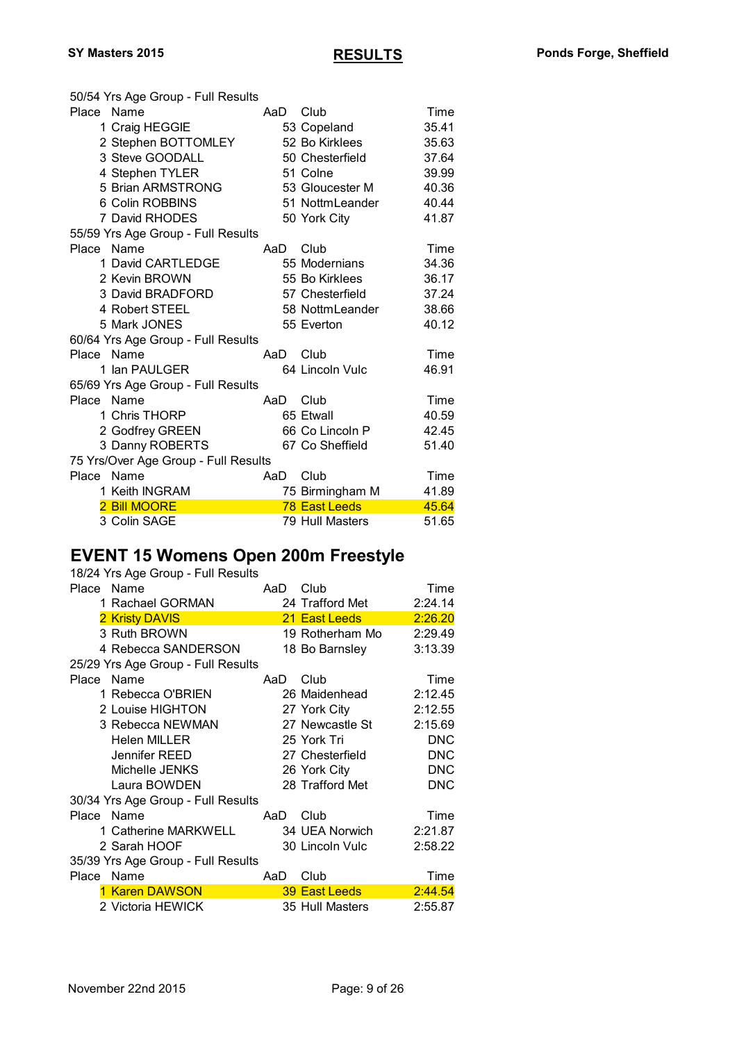50/54 Yrs Age Group - Full Results

| Place | Name | AaD | Club | Time |
|---|---|---|---|---|
| 1 | Craig HEGGIE | 53 | Copeland | 35.41 |
| 2 | Stephen BOTTOMLEY | 52 | Bo Kirklees | 35.63 |
| 3 | Steve GOODALL | 50 | Chesterfield | 37.64 |
| 4 | Stephen TYLER | 51 | Colne | 39.99 |
| 5 | Brian ARMSTRONG | 53 | Gloucester M | 40.36 |
| 6 | Colin ROBBINS | 51 | NottmLeander | 40.44 |
| 7 | David RHODES | 50 | York City | 41.87 |

55/59 Yrs Age Group - Full Results

| Place | Name | AaD | Club | Time |
|---|---|---|---|---|
| 1 | David CARTLEDGE | 55 | Modernians | 34.36 |
| 2 | Kevin BROWN | 55 | Bo Kirklees | 36.17 |
| 3 | David BRADFORD | 57 | Chesterfield | 37.24 |
| 4 | Robert STEEL | 58 | NottmLeander | 38.66 |
| 5 | Mark JONES | 55 | Everton | 40.12 |

60/64 Yrs Age Group - Full Results

| Place | Name | AaD | Club | Time |
|---|---|---|---|---|
| 1 | Ian PAULGER | 64 | Lincoln Vulc | 46.91 |

65/69 Yrs Age Group - Full Results

| Place | Name | AaD | Club | Time |
|---|---|---|---|---|
| 1 | Chris THORP | 65 | Etwall | 40.59 |
| 2 | Godfrey GREEN | 66 | Co Lincoln P | 42.45 |
| 3 | Danny ROBERTS | 67 | Co Sheffield | 51.40 |

75 Yrs/Over Age Group - Full Results

| Place | Name | AaD | Club | Time |
|---|---|---|---|---|
| 1 | Keith INGRAM | 75 | Birmingham M | 41.89 |
| 2 | Bill MOORE | 78 | East Leeds | 45.64 |
| 3 | Colin SAGE | 79 | Hull Masters | 51.65 |

## EVENT 15 Womens Open 200m Freestyle

18/24 Yrs Age Group - Full Results

| Place | Name | AaD | Club | Time |
|---|---|---|---|---|
| 1 | Rachael GORMAN | 24 | Trafford Met | 2:24.14 |
| 2 | Kristy DAVIS | 21 | East Leeds | 2:26.20 |
| 3 | Ruth BROWN | 19 | Rotherham Mo | 2:29.49 |
| 4 | Rebecca SANDERSON | 18 | Bo Barnsley | 3:13.39 |

25/29 Yrs Age Group - Full Results

| Place | Name | AaD | Club | Time |
|---|---|---|---|---|
| 1 | Rebecca O'BRIEN | 26 | Maidenhead | 2:12.45 |
| 2 | Louise HIGHTON | 27 | York City | 2:12.55 |
| 3 | Rebecca NEWMAN | 27 | Newcastle St | 2:15.69 |
| | Helen MILLER | 25 | York Tri | DNC |
| | Jennifer REED | 27 | Chesterfield | DNC |
| | Michelle JENKS | 26 | York City | DNC |
| | Laura BOWDEN | 28 | Trafford Met | DNC |

30/34 Yrs Age Group - Full Results

| Place | Name | AaD | Club | Time |
|---|---|---|---|---|
| 1 | Catherine MARKWELL | 34 | UEA Norwich | 2:21.87 |
| 2 | Sarah HOOF | 30 | Lincoln Vulc | 2:58.22 |

35/39 Yrs Age Group - Full Results

| Place | Name | AaD | Club | Time |
|---|---|---|---|---|
| 1 | Karen DAWSON | 39 | East Leeds | 2:44.54 |
| 2 | Victoria HEWICK | 35 | Hull Masters | 2:55.87 |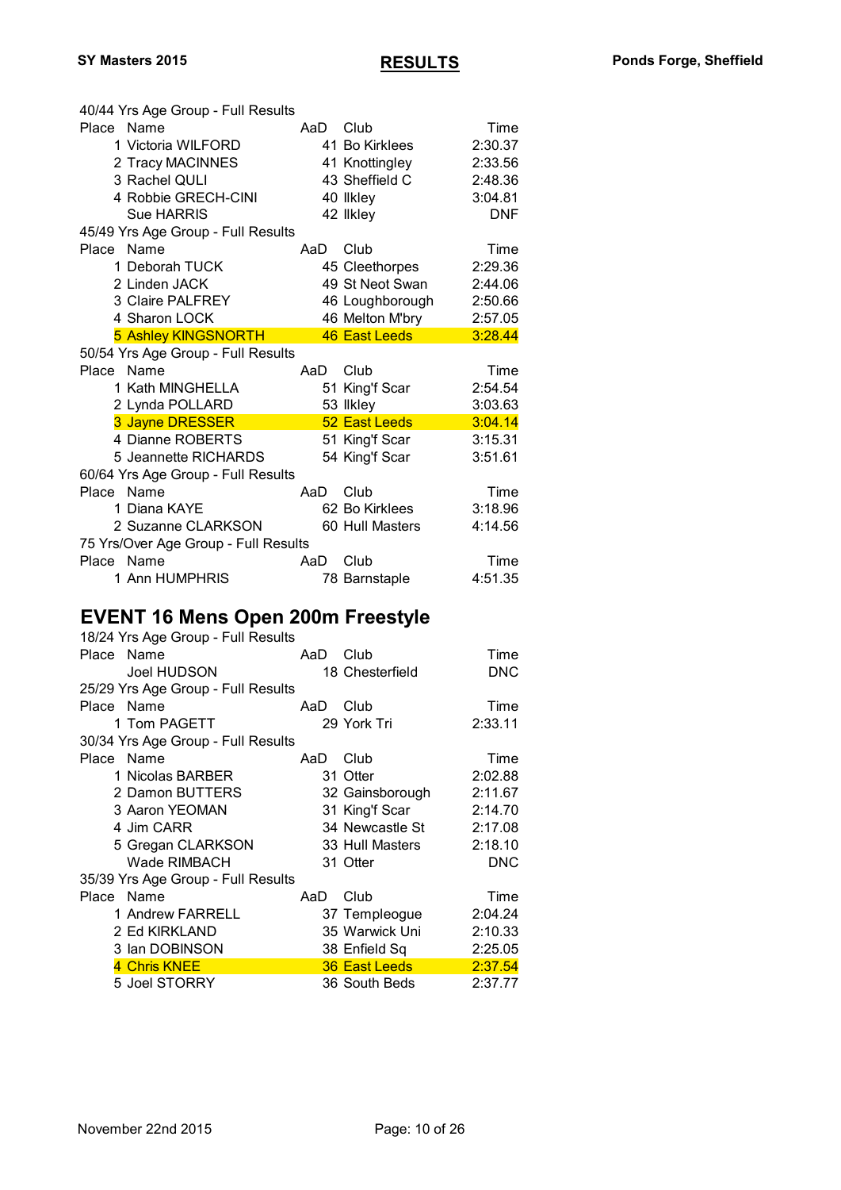40/44 Yrs Age Group - Full Results

| Place | Name | AaD | Club | Time |
|---|---|---|---|---|
| 1 | Victoria WILFORD | 41 | Bo Kirklees | 2:30.37 |
| 2 | Tracy MACINNES | 41 | Knottingley | 2:33.56 |
| 3 | Rachel QULI | 43 | Sheffield C | 2:48.36 |
| 4 | Robbie GRECH-CINI | 40 | Ilkley | 3:04.81 |
| | Sue HARRIS | 42 | Ilkley | DNF |

45/49 Yrs Age Group - Full Results

| Place | Name | AaD | Club | Time |
|---|---|---|---|---|
| 1 | Deborah TUCK | 45 | Cleethorpes | 2:29.36 |
| 2 | Linden JACK | 49 | St Neot Swan | 2:44.06 |
| 3 | Claire PALFREY | 46 | Loughborough | 2:50.66 |
| 4 | Sharon LOCK | 46 | Melton M'bry | 2:57.05 |
| 5 | Ashley KINGSNORTH | 46 | East Leeds | 3:28.44 |

50/54 Yrs Age Group - Full Results

| Place | Name | AaD | Club | Time |
|---|---|---|---|---|
| 1 | Kath MINGHELLA | 51 | King'f Scar | 2:54.54 |
| 2 | Lynda POLLARD | 53 | Ilkley | 3:03.63 |
| 3 | Jayne DRESSER | 52 | East Leeds | 3:04.14 |
| 4 | Dianne ROBERTS | 51 | King'f Scar | 3:15.31 |
| 5 | Jeannette RICHARDS | 54 | King'f Scar | 3:51.61 |

60/64 Yrs Age Group - Full Results

| Place | Name | AaD | Club | Time |
|---|---|---|---|---|
| 1 | Diana KAYE | 62 | Bo Kirklees | 3:18.96 |
| 2 | Suzanne CLARKSON | 60 | Hull Masters | 4:14.56 |

75 Yrs/Over Age Group - Full Results

| Place | Name | AaD | Club | Time |
|---|---|---|---|---|
| 1 | Ann HUMPHRIS | 78 | Barnstaple | 4:51.35 |

## EVENT 16 Mens Open 200m Freestyle

18/24 Yrs Age Group - Full Results

| Place | Name | AaD | Club | Time |
|---|---|---|---|---|
| | Joel HUDSON | 18 | Chesterfield | DNC |

25/29 Yrs Age Group - Full Results

| Place | Name | AaD | Club | Time |
|---|---|---|---|---|
| 1 | Tom PAGETT | 29 | York Tri | 2:33.11 |

30/34 Yrs Age Group - Full Results

| Place | Name | AaD | Club | Time |
|---|---|---|---|---|
| 1 | Nicolas BARBER | 31 | Otter | 2:02.88 |
| 2 | Damon BUTTERS | 32 | Gainsborough | 2:11.67 |
| 3 | Aaron YEOMAN | 31 | King'f Scar | 2:14.70 |
| 4 | Jim CARR | 34 | Newcastle St | 2:17.08 |
| 5 | Gregan CLARKSON | 33 | Hull Masters | 2:18.10 |
| | Wade RIMBACH | 31 | Otter | DNC |

35/39 Yrs Age Group - Full Results

| Place | Name | AaD | Club | Time |
|---|---|---|---|---|
| 1 | Andrew FARRELL | 37 | Templeogue | 2:04.24 |
| 2 | Ed KIRKLAND | 35 | Warwick Uni | 2:10.33 |
| 3 | Ian DOBINSON | 38 | Enfield Sq | 2:25.05 |
| 4 | Chris KNEE | 36 | East Leeds | 2:37.54 |
| 5 | Joel STORRY | 36 | South Beds | 2:37.77 |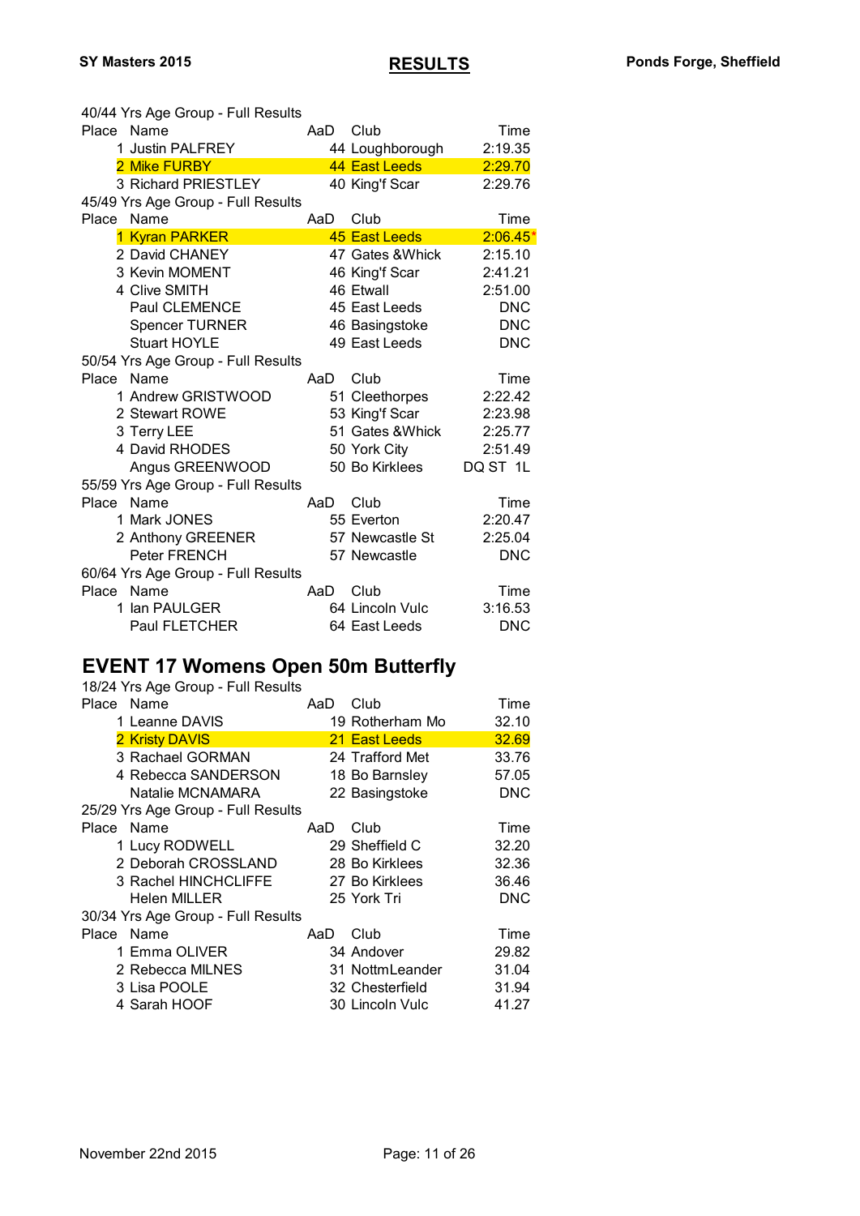40/44 Yrs Age Group - Full Results

| Place | Name | AaD | Club | Time |
|---|---|---|---|---|
| 1 | Justin PALFREY | 44 | Loughborough | 2:19.35 |
| 2 | Mike FURBY | 44 | East Leeds | 2:29.70 |
| 3 | Richard PRIESTLEY | 40 | King'f Scar | 2:29.76 |

45/49 Yrs Age Group - Full Results

| Place | Name | AaD | Club | Time |
|---|---|---|---|---|
| 1 | Kyran PARKER | 45 | East Leeds | 2:06.45* |
| 2 | David CHANEY | 47 | Gates &Whick | 2:15.10 |
| 3 | Kevin MOMENT | 46 | King'f Scar | 2:41.21 |
| 4 | Clive SMITH | 46 | Etwall | 2:51.00 |
| | Paul CLEMENCE | 45 | East Leeds | DNC |
| | Spencer TURNER | 46 | Basingstoke | DNC |
| | Stuart HOYLE | 49 | East Leeds | DNC |

50/54 Yrs Age Group - Full Results

| Place | Name | AaD | Club | Time |
|---|---|---|---|---|
| 1 | Andrew GRISTWOOD | 51 | Cleethorpes | 2:22.42 |
| 2 | Stewart ROWE | 53 | King'f Scar | 2:23.98 |
| 3 | Terry LEE | 51 | Gates &Whick | 2:25.77 |
| 4 | David RHODES | 50 | York City | 2:51.49 |
| | Angus GREENWOOD | 50 | Bo Kirklees | DQ ST 1L |

55/59 Yrs Age Group - Full Results

| Place | Name | AaD | Club | Time |
|---|---|---|---|---|
| 1 | Mark JONES | 55 | Everton | 2:20.47 |
| 2 | Anthony GREENER | 57 | Newcastle St | 2:25.04 |
| | Peter FRENCH | 57 | Newcastle | DNC |

60/64 Yrs Age Group - Full Results

| Place | Name | AaD | Club | Time |
|---|---|---|---|---|
| 1 | Ian PAULGER | 64 | Lincoln Vulc | 3:16.53 |
| | Paul FLETCHER | 64 | East Leeds | DNC |

## EVENT 17 Womens Open 50m Butterfly

18/24 Yrs Age Group - Full Results

| Place | Name | AaD | Club | Time |
|---|---|---|---|---|
| 1 | Leanne DAVIS | 19 | Rotherham Mo | 32.10 |
| 2 | Kristy DAVIS | 21 | East Leeds | 32.69 |
| 3 | Rachael GORMAN | 24 | Trafford Met | 33.76 |
| 4 | Rebecca SANDERSON | 18 | Bo Barnsley | 57.05 |
| | Natalie MCNAMARA | 22 | Basingstoke | DNC |

25/29 Yrs Age Group - Full Results

| Place | Name | AaD | Club | Time |
|---|---|---|---|---|
| 1 | Lucy RODWELL | 29 | Sheffield C | 32.20 |
| 2 | Deborah CROSSLAND | 28 | Bo Kirklees | 32.36 |
| 3 | Rachel HINCHCLIFFE | 27 | Bo Kirklees | 36.46 |
| | Helen MILLER | 25 | York Tri | DNC |

30/34 Yrs Age Group - Full Results

| Place | Name | AaD | Club | Time |
|---|---|---|---|---|
| 1 | Emma OLIVER | 34 | Andover | 29.82 |
| 2 | Rebecca MILNES | 31 | NottmLeander | 31.04 |
| 3 | Lisa POOLE | 32 | Chesterfield | 31.94 |
| 4 | Sarah HOOF | 30 | Lincoln Vulc | 41.27 |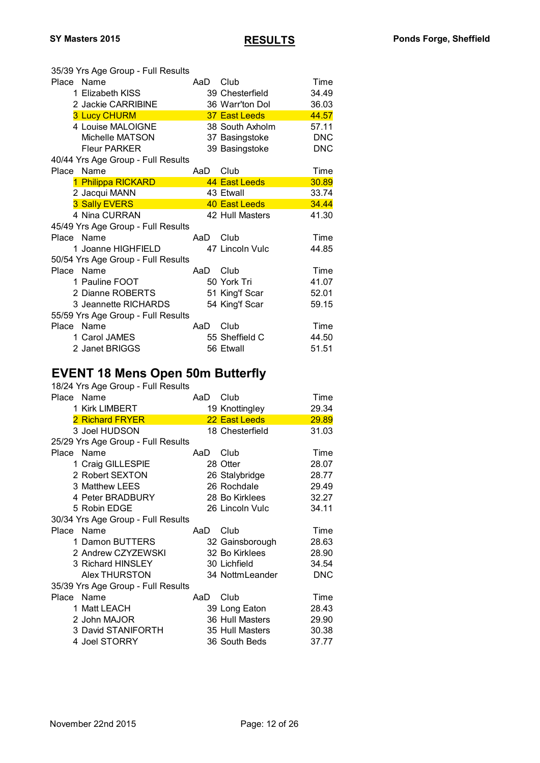35/39 Yrs Age Group - Full Results

| Place | Name | AaD | Club | Time |
|---|---|---|---|---|
| 1 | Elizabeth KISS | 39 | Chesterfield | 34.49 |
| 2 | Jackie CARRIBINE | 36 | Warr'ton Dol | 36.03 |
| 3 | Lucy CHURM | 37 | East Leeds | 44.57 |
| 4 | Louise MALOIGNE | 38 | South Axholm | 57.11 |
| | Michelle MATSON | 37 | Basingstoke | DNC |
| | Fleur PARKER | 39 | Basingstoke | DNC |

40/44 Yrs Age Group - Full Results

| Place | Name | AaD | Club | Time |
|---|---|---|---|---|
| 1 | Philippa RICKARD | 44 | East Leeds | 30.89 |
| 2 | Jacqui MANN | 43 | Etwall | 33.74 |
| 3 | Sally EVERS | 40 | East Leeds | 34.44 |
| 4 | Nina CURRAN | 42 | Hull Masters | 41.30 |

45/49 Yrs Age Group - Full Results

| Place | Name | AaD | Club | Time |
|---|---|---|---|---|
| 1 | Joanne HIGHFIELD | 47 | Lincoln Vulc | 44.85 |

50/54 Yrs Age Group - Full Results

| Place | Name | AaD | Club | Time |
|---|---|---|---|---|
| 1 | Pauline FOOT | 50 | York Tri | 41.07 |
| 2 | Dianne ROBERTS | 51 | King'f Scar | 52.01 |
| 3 | Jeannette RICHARDS | 54 | King'f Scar | 59.15 |

55/59 Yrs Age Group - Full Results

| Place | Name | AaD | Club | Time |
|---|---|---|---|---|
| 1 | Carol JAMES | 55 | Sheffield C | 44.50 |
| 2 | Janet BRIGGS | 56 | Etwall | 51.51 |

## EVENT 18 Mens Open 50m Butterfly

18/24 Yrs Age Group - Full Results

| Place | Name | AaD | Club | Time |
|---|---|---|---|---|
| 1 | Kirk LIMBERT | 19 | Knottingley | 29.34 |
| 2 | Richard FRYER | 22 | East Leeds | 29.89 |
| 3 | Joel HUDSON | 18 | Chesterfield | 31.03 |

25/29 Yrs Age Group - Full Results

| Place | Name | AaD | Club | Time |
|---|---|---|---|---|
| 1 | Craig GILLESPIE | 28 | Otter | 28.07 |
| 2 | Robert SEXTON | 26 | Stalybridge | 28.77 |
| 3 | Matthew LEES | 26 | Rochdale | 29.49 |
| 4 | Peter BRADBURY | 28 | Bo Kirklees | 32.27 |
| 5 | Robin EDGE | 26 | Lincoln Vulc | 34.11 |

30/34 Yrs Age Group - Full Results

| Place | Name | AaD | Club | Time |
|---|---|---|---|---|
| 1 | Damon BUTTERS | 32 | Gainsborough | 28.63 |
| 2 | Andrew CZYZEWSKI | 32 | Bo Kirklees | 28.90 |
| 3 | Richard HINSLEY | 30 | Lichfield | 34.54 |
| | Alex THURSTON | 34 | NottmLeander | DNC |

35/39 Yrs Age Group - Full Results

| Place | Name | AaD | Club | Time |
|---|---|---|---|---|
| 1 | Matt LEACH | 39 | Long Eaton | 28.43 |
| 2 | John MAJOR | 36 | Hull Masters | 29.90 |
| 3 | David STANIFORTH | 35 | Hull Masters | 30.38 |
| 4 | Joel STORRY | 36 | South Beds | 37.77 |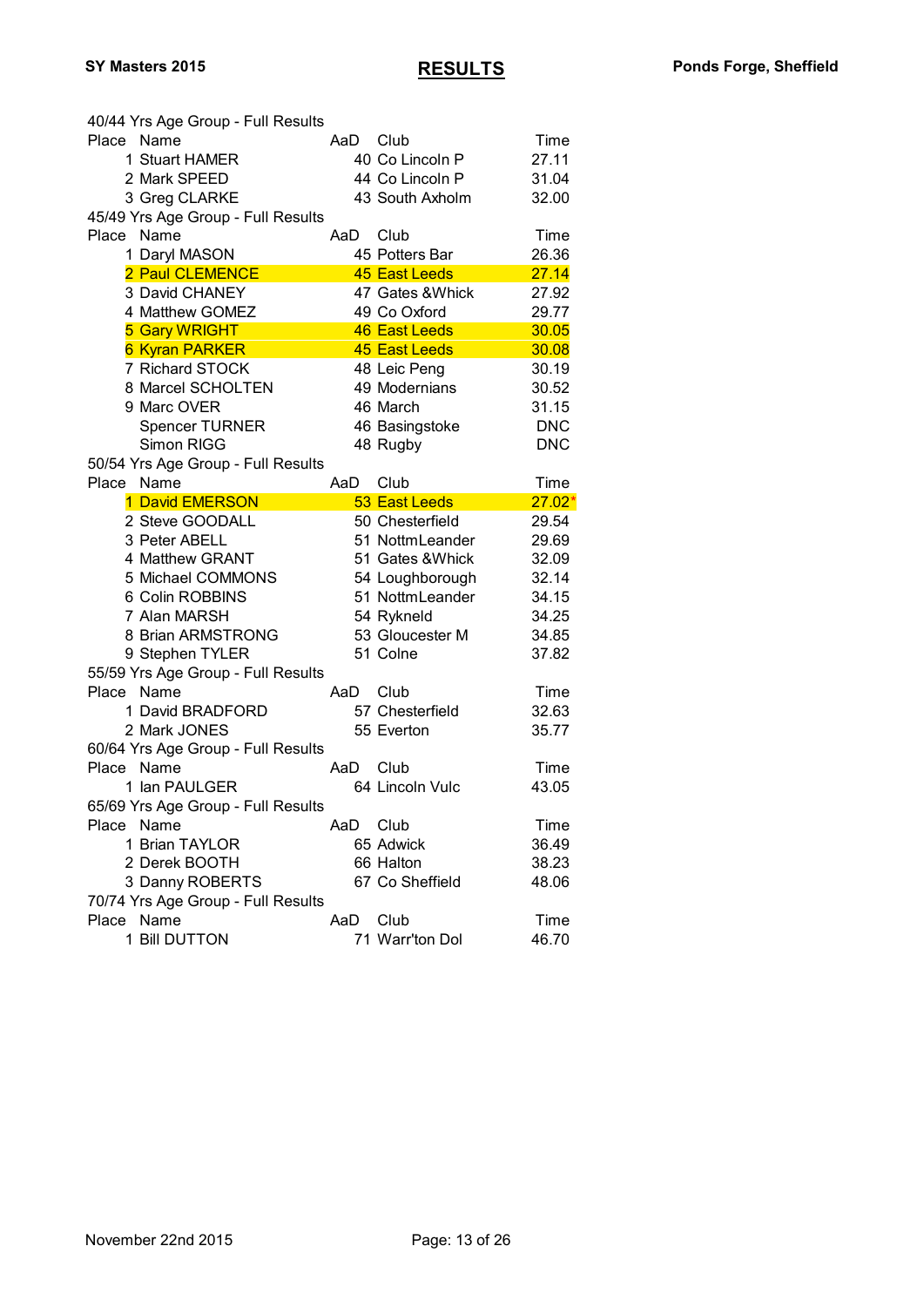**SY Masters 2015** | **RESULTS** | **Ponds Forge, Sheffield**

40/44 Yrs Age Group - Full Results

| Place | Name | AaD | Club | Time |
|---|---|---|---|---|
| 1 | Stuart HAMER | 40 | Co Lincoln P | 27.11 |
| 2 | Mark SPEED | 44 | Co Lincoln P | 31.04 |
| 3 | Greg CLARKE | 43 | South Axholm | 32.00 |

45/49 Yrs Age Group - Full Results

| Place | Name | AaD | Club | Time |
|---|---|---|---|---|
| 1 | Daryl MASON | 45 | Potters Bar | 26.36 |
| 2 | Paul CLEMENCE | 45 | East Leeds | 27.14 |
| 3 | David CHANEY | 47 | Gates &Whick | 27.92 |
| 4 | Matthew GOMEZ | 49 | Co Oxford | 29.77 |
| 5 | Gary WRIGHT | 46 | East Leeds | 30.05 |
| 6 | Kyran PARKER | 45 | East Leeds | 30.08 |
| 7 | Richard STOCK | 48 | Leic Peng | 30.19 |
| 8 | Marcel SCHOLTEN | 49 | Modernians | 30.52 |
| 9 | Marc OVER | 46 | March | 31.15 |
| | Spencer TURNER | 46 | Basingstoke | DNC |
| | Simon RIGG | 48 | Rugby | DNC |

50/54 Yrs Age Group - Full Results

| Place | Name | AaD | Club | Time |
|---|---|---|---|---|
| 1 | David EMERSON | 53 | East Leeds | 27.02* |
| 2 | Steve GOODALL | 50 | Chesterfield | 29.54 |
| 3 | Peter ABELL | 51 | NottmLeander | 29.69 |
| 4 | Matthew GRANT | 51 | Gates &Whick | 32.09 |
| 5 | Michael COMMONS | 54 | Loughborough | 32.14 |
| 6 | Colin ROBBINS | 51 | NottmLeander | 34.15 |
| 7 | Alan MARSH | 54 | Rykneld | 34.25 |
| 8 | Brian ARMSTRONG | 53 | Gloucester M | 34.85 |
| 9 | Stephen TYLER | 51 | Colne | 37.82 |

55/59 Yrs Age Group - Full Results

| Place | Name | AaD | Club | Time |
|---|---|---|---|---|
| 1 | David BRADFORD | 57 | Chesterfield | 32.63 |
| 2 | Mark JONES | 55 | Everton | 35.77 |

60/64 Yrs Age Group - Full Results

| Place | Name | AaD | Club | Time |
|---|---|---|---|---|
| 1 | Ian PAULGER | 64 | Lincoln Vulc | 43.05 |

65/69 Yrs Age Group - Full Results

| Place | Name | AaD | Club | Time |
|---|---|---|---|---|
| 1 | Brian TAYLOR | 65 | Adwick | 36.49 |
| 2 | Derek BOOTH | 66 | Halton | 38.23 |
| 3 | Danny ROBERTS | 67 | Co Sheffield | 48.06 |

70/74 Yrs Age Group - Full Results

| Place | Name | AaD | Club | Time |
|---|---|---|---|---|
| 1 | Bill DUTTON | 71 | Warr'ton Dol | 46.70 |

November 22nd 2015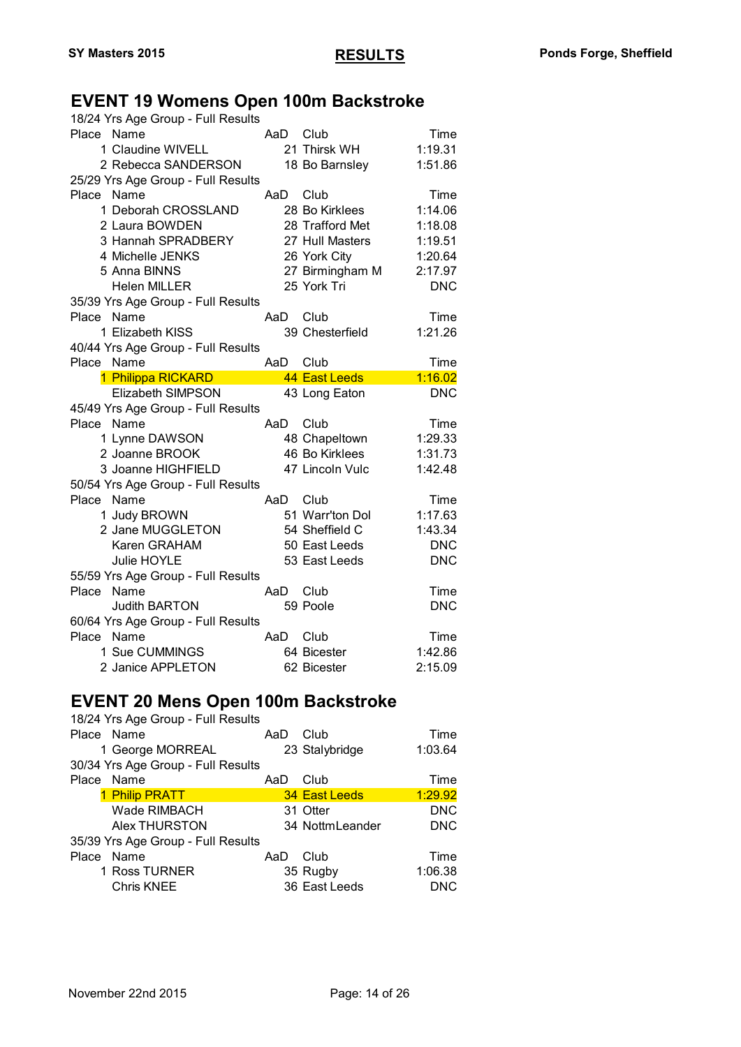# EVENT 19 Womens Open 100m Backstroke

18/24 Yrs Age Group - Full Results

| Place | Name | AaD | Club | Time |
|---|---|---|---|---|
| 1 | Claudine WIVELL | 21 | Thirsk WH | 1:19.31 |
| 2 | Rebecca SANDERSON | 18 | Bo Barnsley | 1:51.86 |

25/29 Yrs Age Group - Full Results

| Place | Name | AaD | Club | Time |
|---|---|---|---|---|
| 1 | Deborah CROSSLAND | 28 | Bo Kirklees | 1:14.06 |
| 2 | Laura BOWDEN | 28 | Trafford Met | 1:18.08 |
| 3 | Hannah SPRADBERY | 27 | Hull Masters | 1:19.51 |
| 4 | Michelle JENKS | 26 | York City | 1:20.64 |
| 5 | Anna BINNS | 27 | Birmingham M | 2:17.97 |
| | Helen MILLER | 25 | York Tri | DNC |

35/39 Yrs Age Group - Full Results

| Place | Name | AaD | Club | Time |
|---|---|---|---|---|
| 1 | Elizabeth KISS | 39 | Chesterfield | 1:21.26 |

40/44 Yrs Age Group - Full Results

| Place | Name | AaD | Club | Time |
|---|---|---|---|---|
| 1 | Philippa RICKARD | 44 | East Leeds | 1:16.02 |
| | Elizabeth SIMPSON | 43 | Long Eaton | DNC |

45/49 Yrs Age Group - Full Results

| Place | Name | AaD | Club | Time |
|---|---|---|---|---|
| 1 | Lynne DAWSON | 48 | Chapeltown | 1:29.33 |
| 2 | Joanne BROOK | 46 | Bo Kirklees | 1:31.73 |
| 3 | Joanne HIGHFIELD | 47 | Lincoln Vulc | 1:42.48 |

50/54 Yrs Age Group - Full Results

| Place | Name | AaD | Club | Time |
|---|---|---|---|---|
| 1 | Judy BROWN | 51 | Warr'ton Dol | 1:17.63 |
| 2 | Jane MUGGLETON | 54 | Sheffield C | 1:43.34 |
| | Karen GRAHAM | 50 | East Leeds | DNC |
| | Julie HOYLE | 53 | East Leeds | DNC |

55/59 Yrs Age Group - Full Results

| Place | Name | AaD | Club | Time |
|---|---|---|---|---|
| | Judith BARTON | 59 | Poole | DNC |

60/64 Yrs Age Group - Full Results

| Place | Name | AaD | Club | Time |
|---|---|---|---|---|
| 1 | Sue CUMMINGS | 64 | Bicester | 1:42.86 |
| 2 | Janice APPLETON | 62 | Bicester | 2:15.09 |

# EVENT 20 Mens Open 100m Backstroke

18/24 Yrs Age Group - Full Results

| Place | Name | AaD | Club | Time |
|---|---|---|---|---|
| 1 | George MORREAL | 23 | Stalybridge | 1:03.64 |

30/34 Yrs Age Group - Full Results

| Place | Name | AaD | Club | Time |
|---|---|---|---|---|
| 1 | Philip PRATT | 34 | East Leeds | 1:29.92 |
| | Wade RIMBACH | 31 | Otter | DNC |
| | Alex THURSTON | 34 | NottmLeander | DNC |

35/39 Yrs Age Group - Full Results

| Place | Name | AaD | Club | Time |
|---|---|---|---|---|
| 1 | Ross TURNER | 35 | Rugby | 1:06.38 |
| | Chris KNEE | 36 | East Leeds | DNC |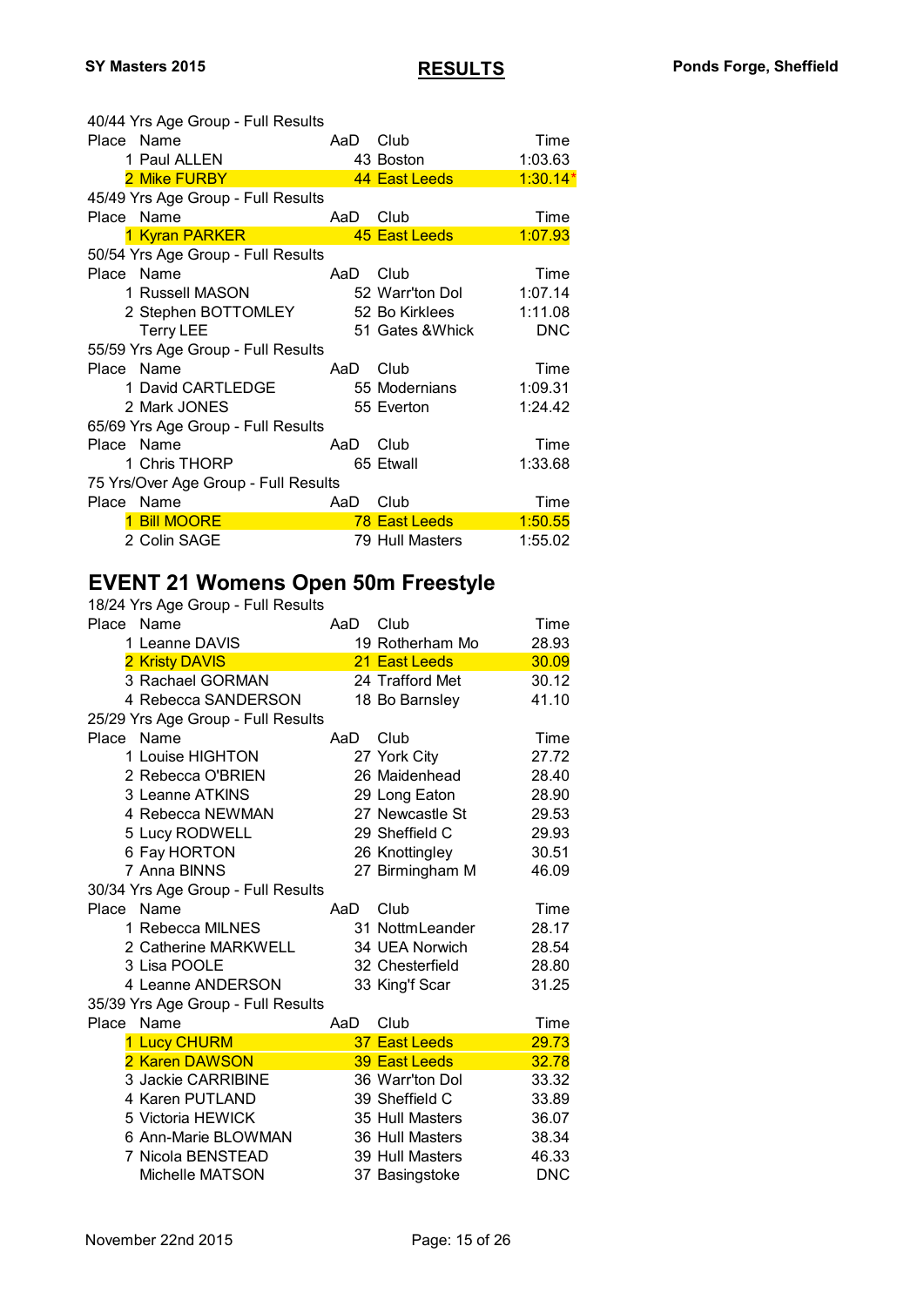40/44 Yrs Age Group - Full Results

| Place | Name | AaD | Club | Time |
|---|---|---|---|---|
| 1 | Paul ALLEN | 43 | Boston | 1:03.63 |
| 2 | Mike FURBY | 44 | East Leeds | 1:30.14* |

45/49 Yrs Age Group - Full Results

| Place | Name | AaD | Club | Time |
|---|---|---|---|---|
| 1 | Kyran PARKER | 45 | East Leeds | 1:07.93 |

50/54 Yrs Age Group - Full Results

| Place | Name | AaD | Club | Time |
|---|---|---|---|---|
| 1 | Russell MASON | 52 | Warr'ton Dol | 1:07.14 |
| 2 | Stephen BOTTOMLEY | 52 | Bo Kirklees | 1:11.08 |
| | Terry LEE | 51 | Gates &Whick | DNC |

55/59 Yrs Age Group - Full Results

| Place | Name | AaD | Club | Time |
|---|---|---|---|---|
| 1 | David CARTLEDGE | 55 | Modernians | 1:09.31 |
| 2 | Mark JONES | 55 | Everton | 1:24.42 |

65/69 Yrs Age Group - Full Results

| Place | Name | AaD | Club | Time |
|---|---|---|---|---|
| 1 | Chris THORP | 65 | Etwall | 1:33.68 |

75 Yrs/Over Age Group - Full Results

| Place | Name | AaD | Club | Time |
|---|---|---|---|---|
| 1 | Bill MOORE | 78 | East Leeds | 1:50.55 |
| 2 | Colin SAGE | 79 | Hull Masters | 1:55.02 |

## EVENT 21 Womens Open 50m Freestyle

18/24 Yrs Age Group - Full Results

| Place | Name | AaD | Club | Time |
|---|---|---|---|---|
| 1 | Leanne DAVIS | 19 | Rotherham Mo | 28.93 |
| 2 | Kristy DAVIS | 21 | East Leeds | 30.09 |
| 3 | Rachael GORMAN | 24 | Trafford Met | 30.12 |
| 4 | Rebecca SANDERSON | 18 | Bo Barnsley | 41.10 |

25/29 Yrs Age Group - Full Results

| Place | Name | AaD | Club | Time |
|---|---|---|---|---|
| 1 | Louise HIGHTON | 27 | York City | 27.72 |
| 2 | Rebecca O'BRIEN | 26 | Maidenhead | 28.40 |
| 3 | Leanne ATKINS | 29 | Long Eaton | 28.90 |
| 4 | Rebecca NEWMAN | 27 | Newcastle St | 29.53 |
| 5 | Lucy RODWELL | 29 | Sheffield C | 29.93 |
| 6 | Fay HORTON | 26 | Knottingley | 30.51 |
| 7 | Anna BINNS | 27 | Birmingham M | 46.09 |

30/34 Yrs Age Group - Full Results

| Place | Name | AaD | Club | Time |
|---|---|---|---|---|
| 1 | Rebecca MILNES | 31 | NottmLeander | 28.17 |
| 2 | Catherine MARKWELL | 34 | UEA Norwich | 28.54 |
| 3 | Lisa POOLE | 32 | Chesterfield | 28.80 |
| 4 | Leanne ANDERSON | 33 | King'f Scar | 31.25 |

35/39 Yrs Age Group - Full Results

| Place | Name | AaD | Club | Time |
|---|---|---|---|---|
| 1 | Lucy CHURM | 37 | East Leeds | 29.73 |
| 2 | Karen DAWSON | 39 | East Leeds | 32.78 |
| 3 | Jackie CARRIBINE | 36 | Warr'ton Dol | 33.32 |
| 4 | Karen PUTLAND | 39 | Sheffield C | 33.89 |
| 5 | Victoria HEWICK | 35 | Hull Masters | 36.07 |
| 6 | Ann-Marie BLOWMAN | 36 | Hull Masters | 38.34 |
| 7 | Nicola BENSTEAD | 39 | Hull Masters | 46.33 |
| | Michelle MATSON | 37 | Basingstoke | DNC |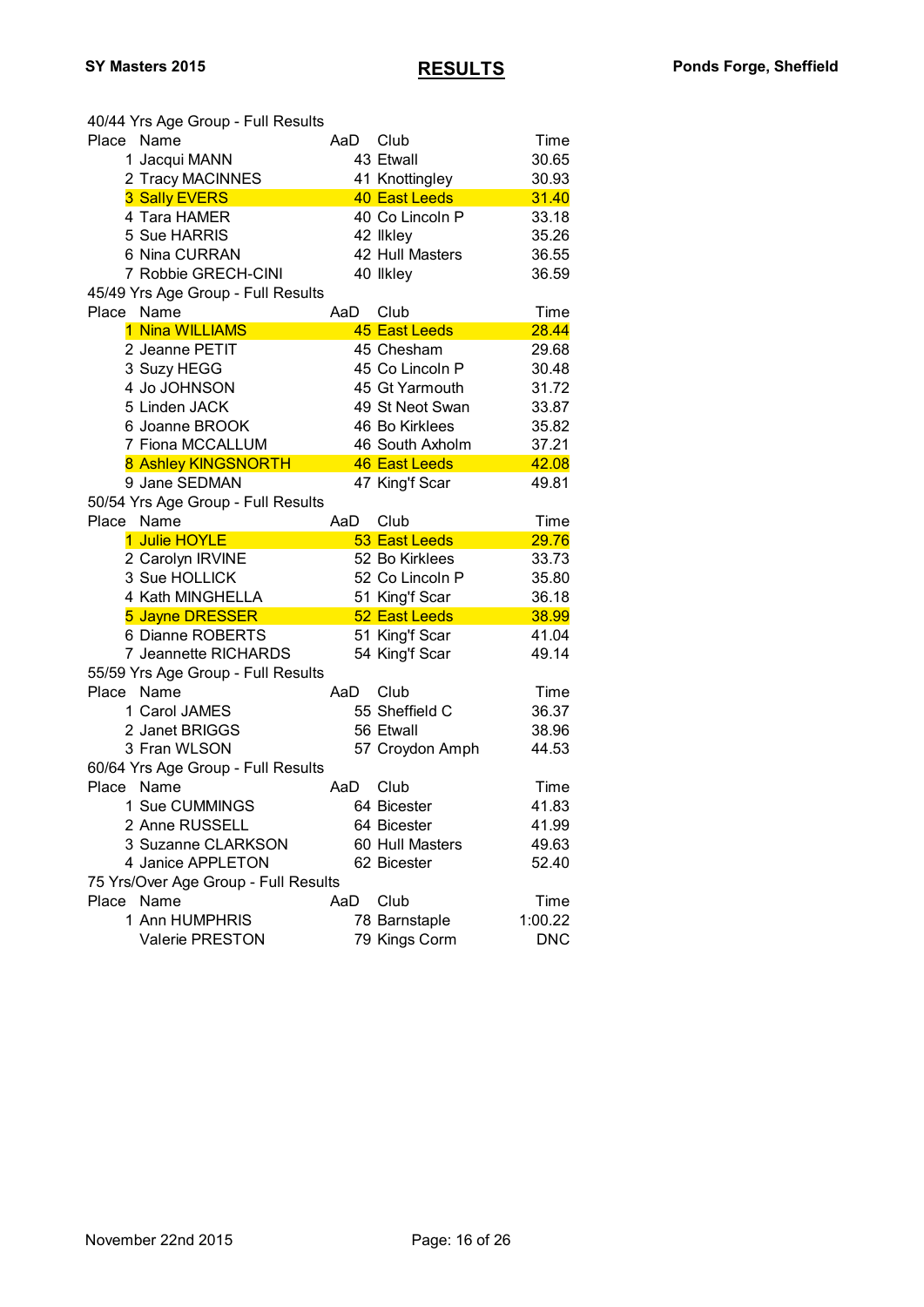40/44 Yrs Age Group - Full Results

| Place | Name | AaD | Club | Time |
|---|---|---|---|---|
| 1 | Jacqui MANN | 43 | Etwall | 30.65 |
| 2 | Tracy MACINNES | 41 | Knottingley | 30.93 |
| 3 | Sally EVERS | 40 | East Leeds | 31.40 |
| 4 | Tara HAMER | 40 | Co Lincoln P | 33.18 |
| 5 | Sue HARRIS | 42 | Ilkley | 35.26 |
| 6 | Nina CURRAN | 42 | Hull Masters | 36.55 |
| 7 | Robbie GRECH-CINI | 40 | Ilkley | 36.59 |

45/49 Yrs Age Group - Full Results

| Place | Name | AaD | Club | Time |
|---|---|---|---|---|
| 1 | Nina WILLIAMS | 45 | East Leeds | 28.44 |
| 2 | Jeanne PETIT | 45 | Chesham | 29.68 |
| 3 | Suzy HEGG | 45 | Co Lincoln P | 30.48 |
| 4 | Jo JOHNSON | 45 | Gt Yarmouth | 31.72 |
| 5 | Linden JACK | 49 | St Neot Swan | 33.87 |
| 6 | Joanne BROOK | 46 | Bo Kirklees | 35.82 |
| 7 | Fiona MCCALLUM | 46 | South Axholm | 37.21 |
| 8 | Ashley KINGSNORTH | 46 | East Leeds | 42.08 |
| 9 | Jane SEDMAN | 47 | King'f Scar | 49.81 |

50/54 Yrs Age Group - Full Results

| Place | Name | AaD | Club | Time |
|---|---|---|---|---|
| 1 | Julie HOYLE | 53 | East Leeds | 29.76 |
| 2 | Carolyn IRVINE | 52 | Bo Kirklees | 33.73 |
| 3 | Sue HOLLICK | 52 | Co Lincoln P | 35.80 |
| 4 | Kath MINGHELLA | 51 | King'f Scar | 36.18 |
| 5 | Jayne DRESSER | 52 | East Leeds | 38.99 |
| 6 | Dianne ROBERTS | 51 | King'f Scar | 41.04 |
| 7 | Jeannette RICHARDS | 54 | King'f Scar | 49.14 |

55/59 Yrs Age Group - Full Results

| Place | Name | AaD | Club | Time |
|---|---|---|---|---|
| 1 | Carol JAMES | 55 | Sheffield C | 36.37 |
| 2 | Janet BRIGGS | 56 | Etwall | 38.96 |
| 3 | Fran WLSON | 57 | Croydon Amph | 44.53 |

60/64 Yrs Age Group - Full Results

| Place | Name | AaD | Club | Time |
|---|---|---|---|---|
| 1 | Sue CUMMINGS | 64 | Bicester | 41.83 |
| 2 | Anne RUSSELL | 64 | Bicester | 41.99 |
| 3 | Suzanne CLARKSON | 60 | Hull Masters | 49.63 |
| 4 | Janice APPLETON | 62 | Bicester | 52.40 |

75 Yrs/Over Age Group - Full Results

| Place | Name | AaD | Club | Time |
|---|---|---|---|---|
| 1 | Ann HUMPHRIS | 78 | Barnstaple | 1:00.22 |
| | Valerie PRESTON | 79 | Kings Corm | DNC |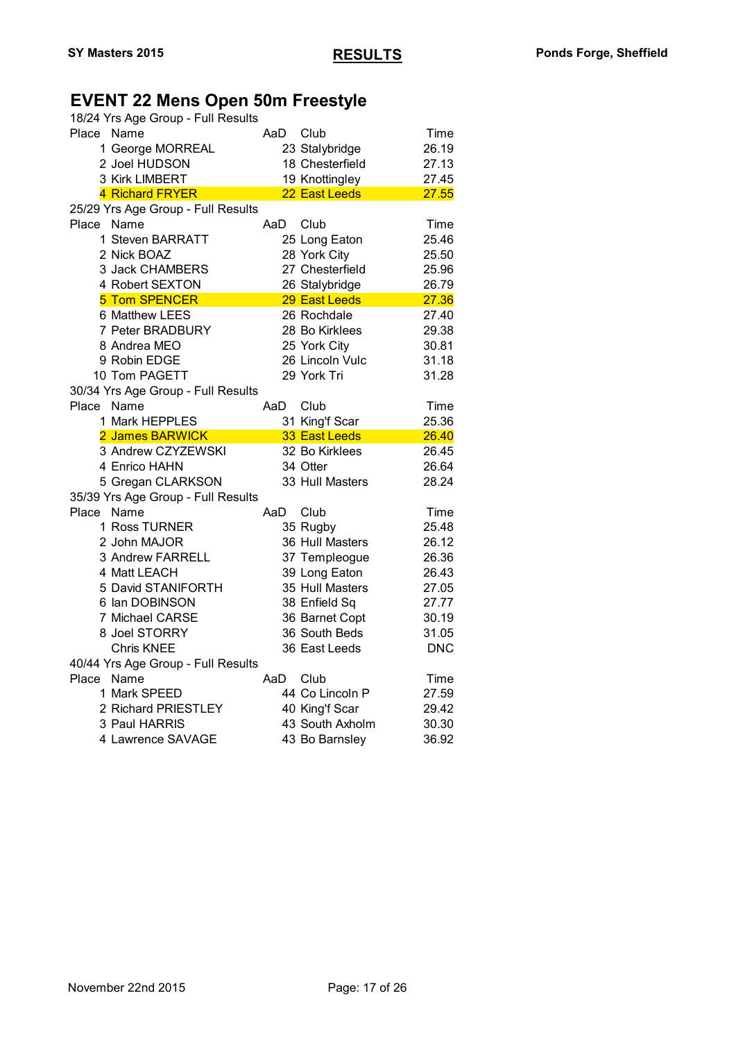# EVENT 22 Mens Open 50m Freestyle

18/24 Yrs Age Group - Full Results

| Place | Name | AaD | Club | Time |
|---|---|---|---|---|
| 1 | George MORREAL | 23 | Stalybridge | 26.19 |
| 2 | Joel HUDSON | 18 | Chesterfield | 27.13 |
| 3 | Kirk LIMBERT | 19 | Knottingley | 27.45 |
| 4 | Richard FRYER | 22 | East Leeds | 27.55 |

25/29 Yrs Age Group - Full Results

| Place | Name | AaD | Club | Time |
|---|---|---|---|---|
| 1 | Steven BARRATT | 25 | Long Eaton | 25.46 |
| 2 | Nick BOAZ | 28 | York City | 25.50 |
| 3 | Jack CHAMBERS | 27 | Chesterfield | 25.96 |
| 4 | Robert SEXTON | 26 | Stalybridge | 26.79 |
| 5 | Tom SPENCER | 29 | East Leeds | 27.36 |
| 6 | Matthew LEES | 26 | Rochdale | 27.40 |
| 7 | Peter BRADBURY | 28 | Bo Kirklees | 29.38 |
| 8 | Andrea MEO | 25 | York City | 30.81 |
| 9 | Robin EDGE | 26 | Lincoln Vulc | 31.18 |
| 10 | Tom PAGETT | 29 | York Tri | 31.28 |

30/34 Yrs Age Group - Full Results

| Place | Name | AaD | Club | Time |
|---|---|---|---|---|
| 1 | Mark HEPPLES | 31 | King'f Scar | 25.36 |
| 2 | James BARWICK | 33 | East Leeds | 26.40 |
| 3 | Andrew CZYZEWSKI | 32 | Bo Kirklees | 26.45 |
| 4 | Enrico HAHN | 34 | Otter | 26.64 |
| 5 | Gregan CLARKSON | 33 | Hull Masters | 28.24 |

35/39 Yrs Age Group - Full Results

| Place | Name | AaD | Club | Time |
|---|---|---|---|---|
| 1 | Ross TURNER | 35 | Rugby | 25.48 |
| 2 | John MAJOR | 36 | Hull Masters | 26.12 |
| 3 | Andrew FARRELL | 37 | Templeogue | 26.36 |
| 4 | Matt LEACH | 39 | Long Eaton | 26.43 |
| 5 | David STANIFORTH | 35 | Hull Masters | 27.05 |
| 6 | Ian DOBINSON | 38 | Enfield Sq | 27.77 |
| 7 | Michael CARSE | 36 | Barnet Copt | 30.19 |
| 8 | Joel STORRY | 36 | South Beds | 31.05 |
| | Chris KNEE | 36 | East Leeds | DNC |

40/44 Yrs Age Group - Full Results

| Place | Name | AaD | Club | Time |
|---|---|---|---|---|
| 1 | Mark SPEED | 44 | Co Lincoln P | 27.59 |
| 2 | Richard PRIESTLEY | 40 | King'f Scar | 29.42 |
| 3 | Paul HARRIS | 43 | South Axholm | 30.30 |
| 4 | Lawrence SAVAGE | 43 | Bo Barnsley | 36.92 |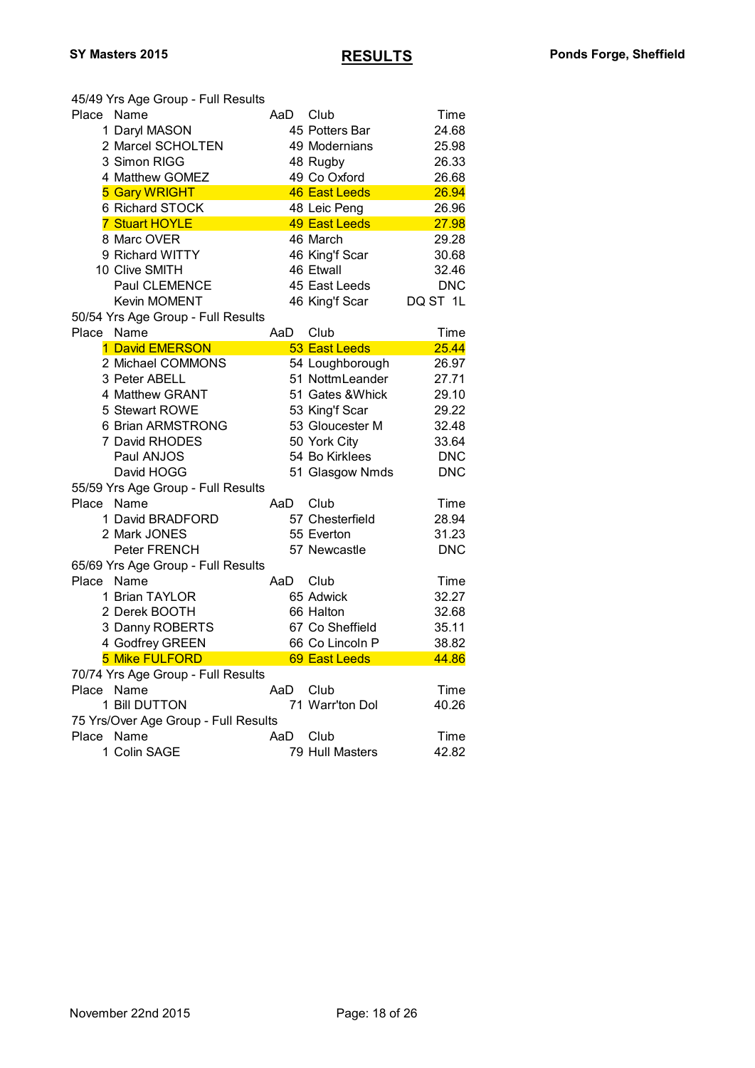**SY Masters 2015** | **RESULTS** | **Ponds Forge, Sheffield**

45/49 Yrs Age Group - Full Results

| Place | Name | AaD | Club | Time |
|---|---|---|---|---|
| 1 | Daryl MASON | 45 | Potters Bar | 24.68 |
| 2 | Marcel SCHOLTEN | 49 | Modernians | 25.98 |
| 3 | Simon RIGG | 48 | Rugby | 26.33 |
| 4 | Matthew GOMEZ | 49 | Co Oxford | 26.68 |
| 5 | Gary WRIGHT | 46 | East Leeds | 26.94 |
| 6 | Richard STOCK | 48 | Leic Peng | 26.96 |
| 7 | Stuart HOYLE | 49 | East Leeds | 27.98 |
| 8 | Marc OVER | 46 | March | 29.28 |
| 9 | Richard WITTY | 46 | King'f Scar | 30.68 |
| 10 | Clive SMITH | 46 | Etwall | 32.46 |
| | Paul CLEMENCE | 45 | East Leeds | DNC |
| | Kevin MOMENT | 46 | King'f Scar | DQ ST 1L |

50/54 Yrs Age Group - Full Results

| Place | Name | AaD | Club | Time |
|---|---|---|---|---|
| 1 | David EMERSON | 53 | East Leeds | 25.44 |
| 2 | Michael COMMONS | 54 | Loughborough | 26.97 |
| 3 | Peter ABELL | 51 | NottmLeander | 27.71 |
| 4 | Matthew GRANT | 51 | Gates &Whick | 29.10 |
| 5 | Stewart ROWE | 53 | King'f Scar | 29.22 |
| 6 | Brian ARMSTRONG | 53 | Gloucester M | 32.48 |
| 7 | David RHODES | 50 | York City | 33.64 |
| | Paul ANJOS | 54 | Bo Kirklees | DNC |
| | David HOGG | 51 | Glasgow Nmds | DNC |

55/59 Yrs Age Group - Full Results

| Place | Name | AaD | Club | Time |
|---|---|---|---|---|
| 1 | David BRADFORD | 57 | Chesterfield | 28.94 |
| 2 | Mark JONES | 55 | Everton | 31.23 |
| | Peter FRENCH | 57 | Newcastle | DNC |

65/69 Yrs Age Group - Full Results

| Place | Name | AaD | Club | Time |
|---|---|---|---|---|
| 1 | Brian TAYLOR | 65 | Adwick | 32.27 |
| 2 | Derek BOOTH | 66 | Halton | 32.68 |
| 3 | Danny ROBERTS | 67 | Co Sheffield | 35.11 |
| 4 | Godfrey GREEN | 66 | Co Lincoln P | 38.82 |
| 5 | Mike FULFORD | 69 | East Leeds | 44.86 |

70/74 Yrs Age Group - Full Results

| Place | Name | AaD | Club | Time |
|---|---|---|---|---|
| 1 | Bill DUTTON | 71 | Warr'ton Dol | 40.26 |

75 Yrs/Over Age Group - Full Results

| Place | Name | AaD | Club | Time |
|---|---|---|---|---|
| 1 | Colin SAGE | 79 | Hull Masters | 42.82 |

November 22nd 2015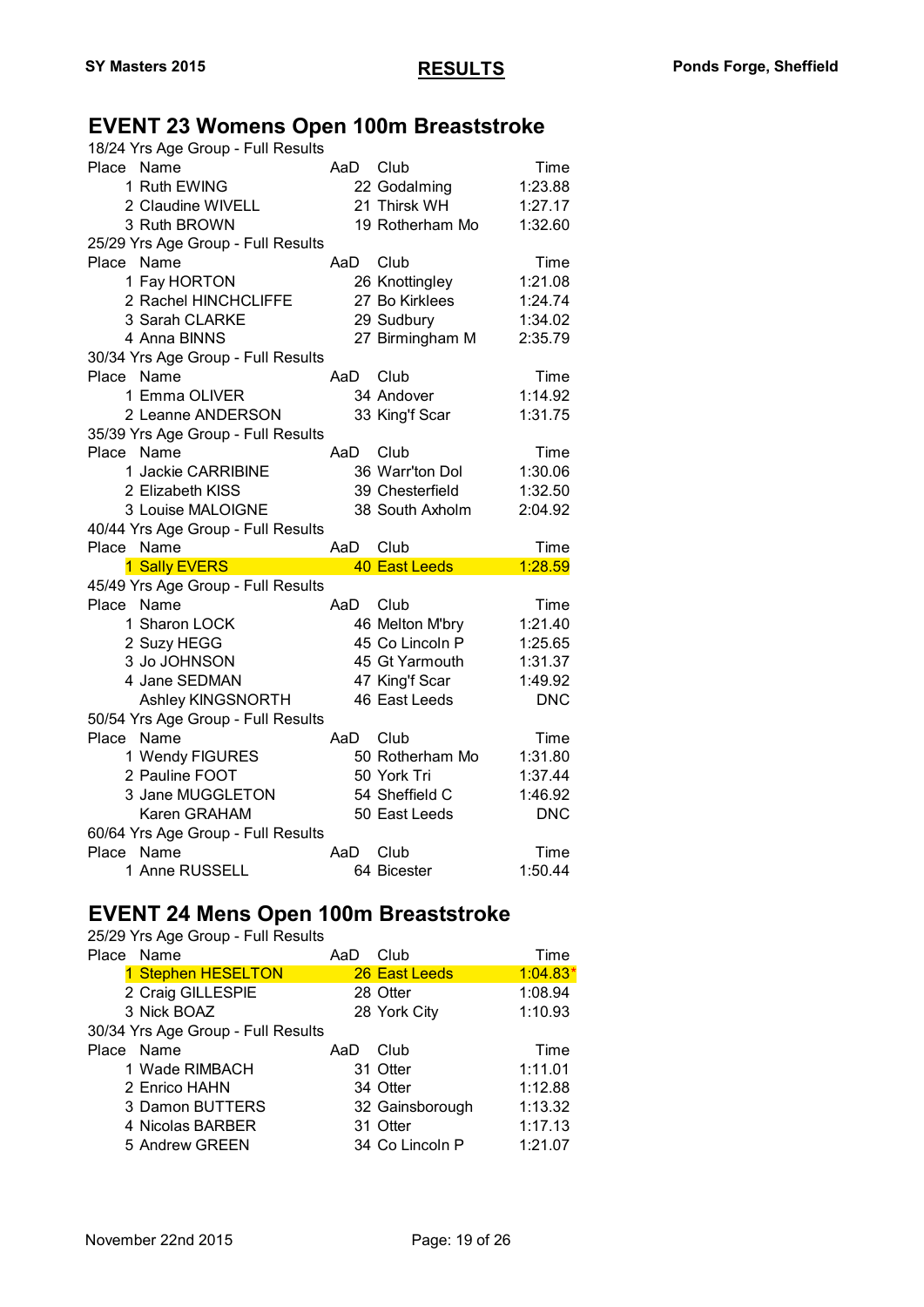## EVENT 23 Womens Open 100m Breaststroke

18/24 Yrs Age Group - Full Results

| Place | Name | AaD | Club | Time |
|---|---|---|---|---|
| 1 | Ruth EWING | 22 | Godalming | 1:23.88 |
| 2 | Claudine WIVELL | 21 | Thirsk WH | 1:27.17 |
| 3 | Ruth BROWN | 19 | Rotherham Mo | 1:32.60 |

25/29 Yrs Age Group - Full Results

| Place | Name | AaD | Club | Time |
|---|---|---|---|---|
| 1 | Fay HORTON | 26 | Knottingley | 1:21.08 |
| 2 | Rachel HINCHCLIFFE | 27 | Bo Kirklees | 1:24.74 |
| 3 | Sarah CLARKE | 29 | Sudbury | 1:34.02 |
| 4 | Anna BINNS | 27 | Birmingham M | 2:35.79 |

30/34 Yrs Age Group - Full Results

| Place | Name | AaD | Club | Time |
|---|---|---|---|---|
| 1 | Emma OLIVER | 34 | Andover | 1:14.92 |
| 2 | Leanne ANDERSON | 33 | King'f Scar | 1:31.75 |

35/39 Yrs Age Group - Full Results

| Place | Name | AaD | Club | Time |
|---|---|---|---|---|
| 1 | Jackie CARRIBINE | 36 | Warr'ton Dol | 1:30.06 |
| 2 | Elizabeth KISS | 39 | Chesterfield | 1:32.50 |
| 3 | Louise MALOIGNE | 38 | South Axholm | 2:04.92 |

40/44 Yrs Age Group - Full Results

| Place | Name | AaD | Club | Time |
|---|---|---|---|---|
| 1 | Sally EVERS | 40 | East Leeds | 1:28.59 |

45/49 Yrs Age Group - Full Results

| Place | Name | AaD | Club | Time |
|---|---|---|---|---|
| 1 | Sharon LOCK | 46 | Melton M'bry | 1:21.40 |
| 2 | Suzy HEGG | 45 | Co Lincoln P | 1:25.65 |
| 3 | Jo JOHNSON | 45 | Gt Yarmouth | 1:31.37 |
| 4 | Jane SEDMAN | 47 | King'f Scar | 1:49.92 |
| | Ashley KINGSNORTH | 46 | East Leeds | DNC |

50/54 Yrs Age Group - Full Results

| Place | Name | AaD | Club | Time |
|---|---|---|---|---|
| 1 | Wendy FIGURES | 50 | Rotherham Mo | 1:31.80 |
| 2 | Pauline FOOT | 50 | York Tri | 1:37.44 |
| 3 | Jane MUGGLETON | 54 | Sheffield C | 1:46.92 |
| | Karen GRAHAM | 50 | East Leeds | DNC |

60/64 Yrs Age Group - Full Results

| Place | Name | AaD | Club | Time |
|---|---|---|---|---|
| 1 | Anne RUSSELL | 64 | Bicester | 1:50.44 |

## EVENT 24 Mens Open 100m Breaststroke

25/29 Yrs Age Group - Full Results

| Place | Name | AaD | Club | Time |
|---|---|---|---|---|
| 1 | Stephen HESELTON | 26 | East Leeds | 1:04.83* |
| 2 | Craig GILLESPIE | 28 | Otter | 1:08.94 |
| 3 | Nick BOAZ | 28 | York City | 1:10.93 |

30/34 Yrs Age Group - Full Results

| Place | Name | AaD | Club | Time |
|---|---|---|---|---|
| 1 | Wade RIMBACH | 31 | Otter | 1:11.01 |
| 2 | Enrico HAHN | 34 | Otter | 1:12.88 |
| 3 | Damon BUTTERS | 32 | Gainsborough | 1:13.32 |
| 4 | Nicolas BARBER | 31 | Otter | 1:17.13 |
| 5 | Andrew GREEN | 34 | Co Lincoln P | 1:21.07 |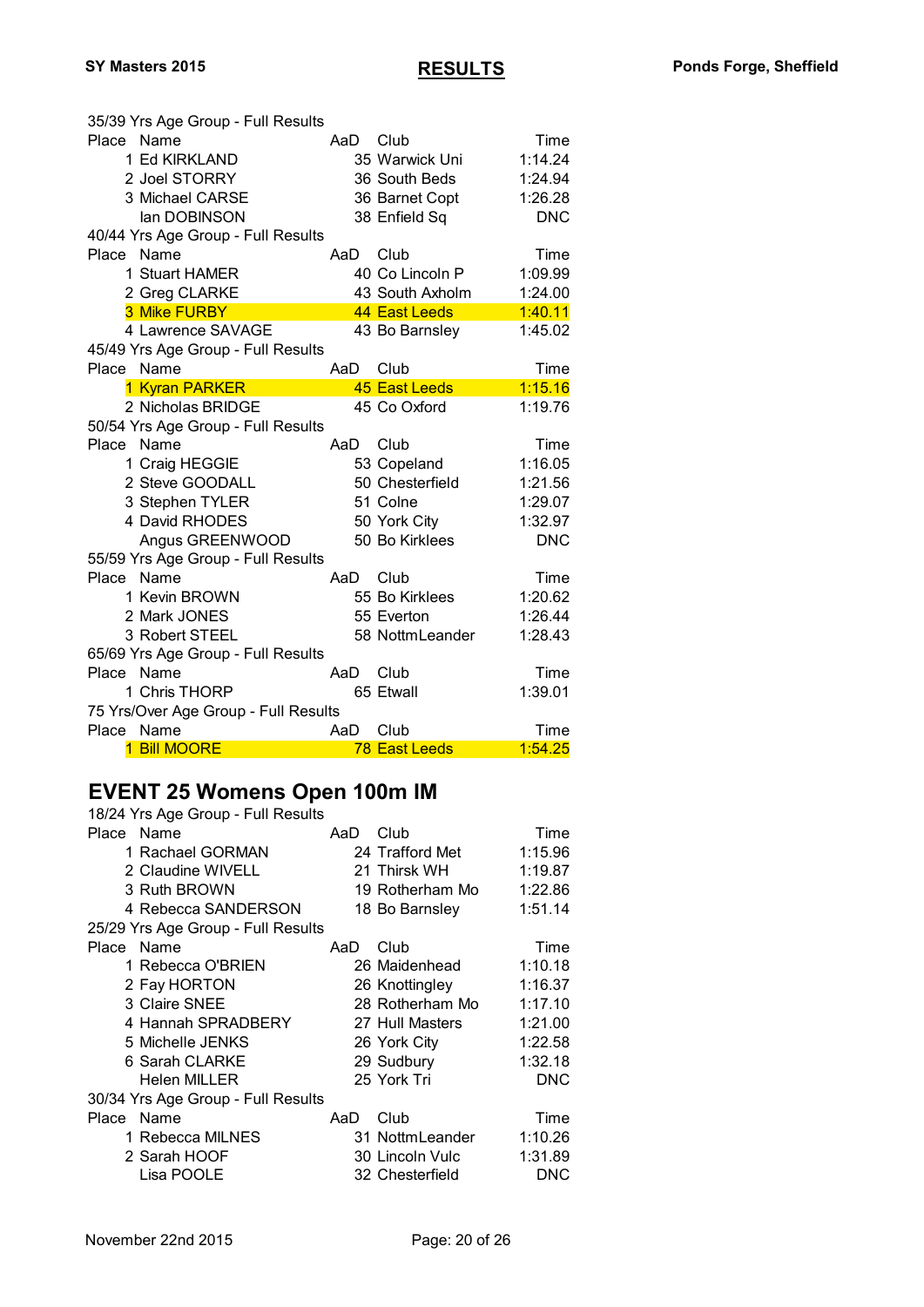35/39 Yrs Age Group - Full Results

| Place | Name | AaD | Club | Time |
|---|---|---|---|---|
| 1 | Ed KIRKLAND | 35 | Warwick Uni | 1:14.24 |
| 2 | Joel STORRY | 36 | South Beds | 1:24.94 |
| 3 | Michael CARSE | 36 | Barnet Copt | 1:26.28 |
| | Ian DOBINSON | 38 | Enfield Sq | DNC |

40/44 Yrs Age Group - Full Results

| Place | Name | AaD | Club | Time |
|---|---|---|---|---|
| 1 | Stuart HAMER | 40 | Co Lincoln P | 1:09.99 |
| 2 | Greg CLARKE | 43 | South Axholm | 1:24.00 |
| 3 | Mike FURBY | 44 | East Leeds | 1:40.11 |
| 4 | Lawrence SAVAGE | 43 | Bo Barnsley | 1:45.02 |

45/49 Yrs Age Group - Full Results

| Place | Name | AaD | Club | Time |
|---|---|---|---|---|
| 1 | Kyran PARKER | 45 | East Leeds | 1:15.16 |
| 2 | Nicholas BRIDGE | 45 | Co Oxford | 1:19.76 |

50/54 Yrs Age Group - Full Results

| Place | Name | AaD | Club | Time |
|---|---|---|---|---|
| 1 | Craig HEGGIE | 53 | Copeland | 1:16.05 |
| 2 | Steve GOODALL | 50 | Chesterfield | 1:21.56 |
| 3 | Stephen TYLER | 51 | Colne | 1:29.07 |
| 4 | David RHODES | 50 | York City | 1:32.97 |
| | Angus GREENWOOD | 50 | Bo Kirklees | DNC |

55/59 Yrs Age Group - Full Results

| Place | Name | AaD | Club | Time |
|---|---|---|---|---|
| 1 | Kevin BROWN | 55 | Bo Kirklees | 1:20.62 |
| 2 | Mark JONES | 55 | Everton | 1:26.44 |
| 3 | Robert STEEL | 58 | NottmLeander | 1:28.43 |

65/69 Yrs Age Group - Full Results

| Place | Name | AaD | Club | Time |
|---|---|---|---|---|
| 1 | Chris THORP | 65 | Etwall | 1:39.01 |

75 Yrs/Over Age Group - Full Results

| Place | Name | AaD | Club | Time |
|---|---|---|---|---|
| 1 | Bill MOORE | 78 | East Leeds | 1:54.25 |

## EVENT 25 Womens Open 100m IM

18/24 Yrs Age Group - Full Results

| Place | Name | AaD | Club | Time |
|---|---|---|---|---|
| 1 | Rachael GORMAN | 24 | Trafford Met | 1:15.96 |
| 2 | Claudine WIVELL | 21 | Thirsk WH | 1:19.87 |
| 3 | Ruth BROWN | 19 | Rotherham Mo | 1:22.86 |
| 4 | Rebecca SANDERSON | 18 | Bo Barnsley | 1:51.14 |

25/29 Yrs Age Group - Full Results

| Place | Name | AaD | Club | Time |
|---|---|---|---|---|
| 1 | Rebecca O'BRIEN | 26 | Maidenhead | 1:10.18 |
| 2 | Fay HORTON | 26 | Knottingley | 1:16.37 |
| 3 | Claire SNEE | 28 | Rotherham Mo | 1:17.10 |
| 4 | Hannah SPRADBERY | 27 | Hull Masters | 1:21.00 |
| 5 | Michelle JENKS | 26 | York City | 1:22.58 |
| 6 | Sarah CLARKE | 29 | Sudbury | 1:32.18 |
| | Helen MILLER | 25 | York Tri | DNC |

30/34 Yrs Age Group - Full Results

| Place | Name | AaD | Club | Time |
|---|---|---|---|---|
| 1 | Rebecca MILNES | 31 | NottmLeander | 1:10.26 |
| 2 | Sarah HOOF | 30 | Lincoln Vulc | 1:31.89 |
| | Lisa POOLE | 32 | Chesterfield | DNC |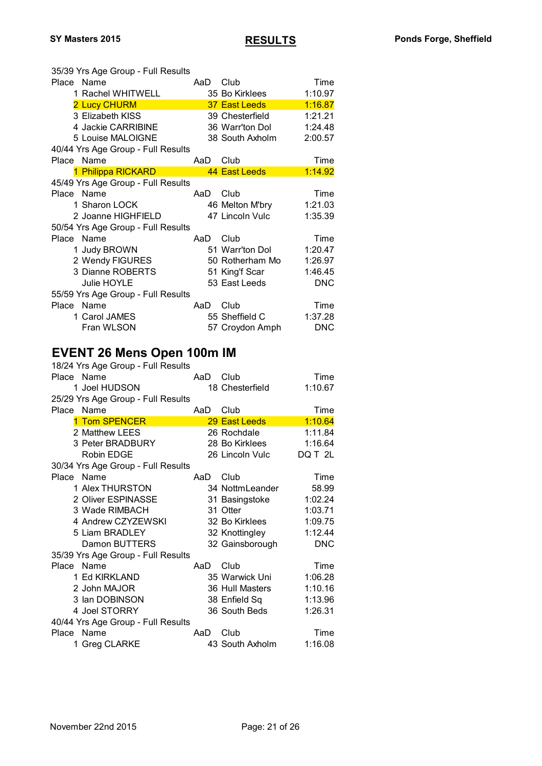35/39 Yrs Age Group - Full Results

| Place | Name | AaD | Club | Time |
|---|---|---|---|---|
| 1 | Rachel WHITWELL | 35 | Bo Kirklees | 1:10.97 |
| 2 | Lucy CHURM | 37 | East Leeds | 1:16.87 |
| 3 | Elizabeth KISS | 39 | Chesterfield | 1:21.21 |
| 4 | Jackie CARRIBINE | 36 | Warr'ton Dol | 1:24.48 |
| 5 | Louise MALOIGNE | 38 | South Axholm | 2:00.57 |

40/44 Yrs Age Group - Full Results

| Place | Name | AaD | Club | Time |
|---|---|---|---|---|
| 1 | Philippa RICKARD | 44 | East Leeds | 1:14.92 |

45/49 Yrs Age Group - Full Results

| Place | Name | AaD | Club | Time |
|---|---|---|---|---|
| 1 | Sharon LOCK | 46 | Melton M'bry | 1:21.03 |
| 2 | Joanne HIGHFIELD | 47 | Lincoln Vulc | 1:35.39 |

50/54 Yrs Age Group - Full Results

| Place | Name | AaD | Club | Time |
|---|---|---|---|---|
| 1 | Judy BROWN | 51 | Warr'ton Dol | 1:20.47 |
| 2 | Wendy FIGURES | 50 | Rotherham Mo | 1:26.97 |
| 3 | Dianne ROBERTS | 51 | King'f Scar | 1:46.45 |
| | Julie HOYLE | 53 | East Leeds | DNC |

55/59 Yrs Age Group - Full Results

| Place | Name | AaD | Club | Time |
|---|---|---|---|---|
| 1 | Carol JAMES | 55 | Sheffield C | 1:37.28 |
| | Fran WLSON | 57 | Croydon Amph | DNC |

## EVENT 26 Mens Open 100m IM

18/24 Yrs Age Group - Full Results

| Place | Name | AaD | Club | Time |
|---|---|---|---|---|
| 1 | Joel HUDSON | 18 | Chesterfield | 1:10.67 |

25/29 Yrs Age Group - Full Results

| Place | Name | AaD | Club | Time |
|---|---|---|---|---|
| 1 | Tom SPENCER | 29 | East Leeds | 1:10.64 |
| 2 | Matthew LEES | 26 | Rochdale | 1:11.84 |
| 3 | Peter BRADBURY | 28 | Bo Kirklees | 1:16.64 |
| | Robin EDGE | 26 | Lincoln Vulc | DQ T 2L |

30/34 Yrs Age Group - Full Results

| Place | Name | AaD | Club | Time |
|---|---|---|---|---|
| 1 | Alex THURSTON | 34 | NottmLeander | 58.99 |
| 2 | Oliver ESPINASSE | 31 | Basingstoke | 1:02.24 |
| 3 | Wade RIMBACH | 31 | Otter | 1:03.71 |
| 4 | Andrew CZYZEWSKI | 32 | Bo Kirklees | 1:09.75 |
| 5 | Liam BRADLEY | 32 | Knottingley | 1:12.44 |
| | Damon BUTTERS | 32 | Gainsborough | DNC |

35/39 Yrs Age Group - Full Results

| Place | Name | AaD | Club | Time |
|---|---|---|---|---|
| 1 | Ed KIRKLAND | 35 | Warwick Uni | 1:06.28 |
| 2 | John MAJOR | 36 | Hull Masters | 1:10.16 |
| 3 | Ian DOBINSON | 38 | Enfield Sq | 1:13.96 |
| 4 | Joel STORRY | 36 | South Beds | 1:26.31 |

40/44 Yrs Age Group - Full Results

| Place | Name | AaD | Club | Time |
|---|---|---|---|---|
| 1 | Greg CLARKE | 43 | South Axholm | 1:16.08 |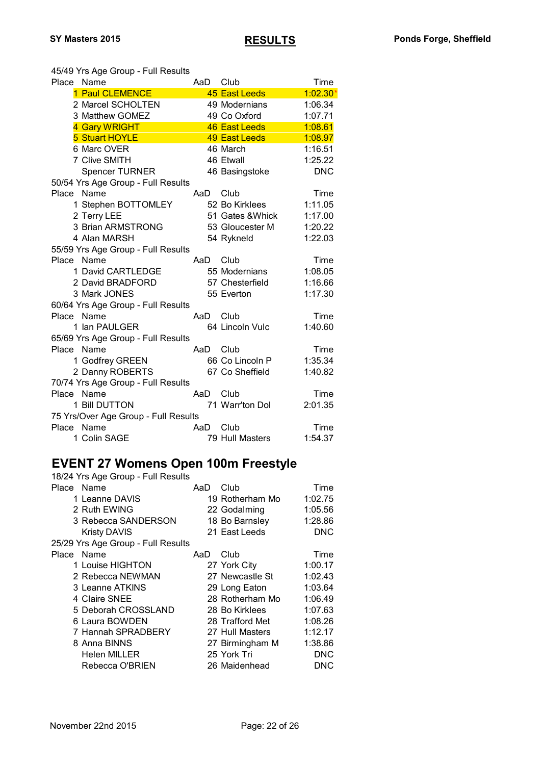45/49 Yrs Age Group - Full Results

| Place | Name | AaD | Club | Time |
|---|---|---|---|---|
| 1 | Paul CLEMENCE | 45 | East Leeds | 1:02.30* |
| 2 | Marcel SCHOLTEN | 49 | Modernians | 1:06.34 |
| 3 | Matthew GOMEZ | 49 | Co Oxford | 1:07.71 |
| 4 | Gary WRIGHT | 46 | East Leeds | 1:08.61 |
| 5 | Stuart HOYLE | 49 | East Leeds | 1:08.97 |
| 6 | Marc OVER | 46 | March | 1:16.51 |
| 7 | Clive SMITH | 46 | Etwall | 1:25.22 |
| | Spencer TURNER | 46 | Basingstoke | DNC |

50/54 Yrs Age Group - Full Results

| Place | Name | AaD | Club | Time |
|---|---|---|---|---|
| 1 | Stephen BOTTOMLEY | 52 | Bo Kirklees | 1:11.05 |
| 2 | Terry LEE | 51 | Gates &Whick | 1:17.00 |
| 3 | Brian ARMSTRONG | 53 | Gloucester M | 1:20.22 |
| 4 | Alan MARSH | 54 | Rykneld | 1:22.03 |

55/59 Yrs Age Group - Full Results

| Place | Name | AaD | Club | Time |
|---|---|---|---|---|
| 1 | David CARTLEDGE | 55 | Modernians | 1:08.05 |
| 2 | David BRADFORD | 57 | Chesterfield | 1:16.66 |
| 3 | Mark JONES | 55 | Everton | 1:17.30 |

60/64 Yrs Age Group - Full Results

| Place | Name | AaD | Club | Time |
|---|---|---|---|---|
| 1 | Ian PAULGER | 64 | Lincoln Vulc | 1:40.60 |

65/69 Yrs Age Group - Full Results

| Place | Name | AaD | Club | Time |
|---|---|---|---|---|
| 1 | Godfrey GREEN | 66 | Co Lincoln P | 1:35.34 |
| 2 | Danny ROBERTS | 67 | Co Sheffield | 1:40.82 |

70/74 Yrs Age Group - Full Results

| Place | Name | AaD | Club | Time |
|---|---|---|---|---|
| 1 | Bill DUTTON | 71 | Warr'ton Dol | 2:01.35 |

75 Yrs/Over Age Group - Full Results

| Place | Name | AaD | Club | Time |
|---|---|---|---|---|
| 1 | Colin SAGE | 79 | Hull Masters | 1:54.37 |

## EVENT 27 Womens Open 100m Freestyle

18/24 Yrs Age Group - Full Results

| Place | Name | AaD | Club | Time |
|---|---|---|---|---|
| 1 | Leanne DAVIS | 19 | Rotherham Mo | 1:02.75 |
| 2 | Ruth EWING | 22 | Godalming | 1:05.56 |
| 3 | Rebecca SANDERSON | 18 | Bo Barnsley | 1:28.86 |
| | Kristy DAVIS | 21 | East Leeds | DNC |

25/29 Yrs Age Group - Full Results

| Place | Name | AaD | Club | Time |
|---|---|---|---|---|
| 1 | Louise HIGHTON | 27 | York City | 1:00.17 |
| 2 | Rebecca NEWMAN | 27 | Newcastle St | 1:02.43 |
| 3 | Leanne ATKINS | 29 | Long Eaton | 1:03.64 |
| 4 | Claire SNEE | 28 | Rotherham Mo | 1:06.49 |
| 5 | Deborah CROSSLAND | 28 | Bo Kirklees | 1:07.63 |
| 6 | Laura BOWDEN | 28 | Trafford Met | 1:08.26 |
| 7 | Hannah SPRADBERY | 27 | Hull Masters | 1:12.17 |
| 8 | Anna BINNS | 27 | Birmingham M | 1:38.86 |
| | Helen MILLER | 25 | York Tri | DNC |
| | Rebecca O'BRIEN | 26 | Maidenhead | DNC |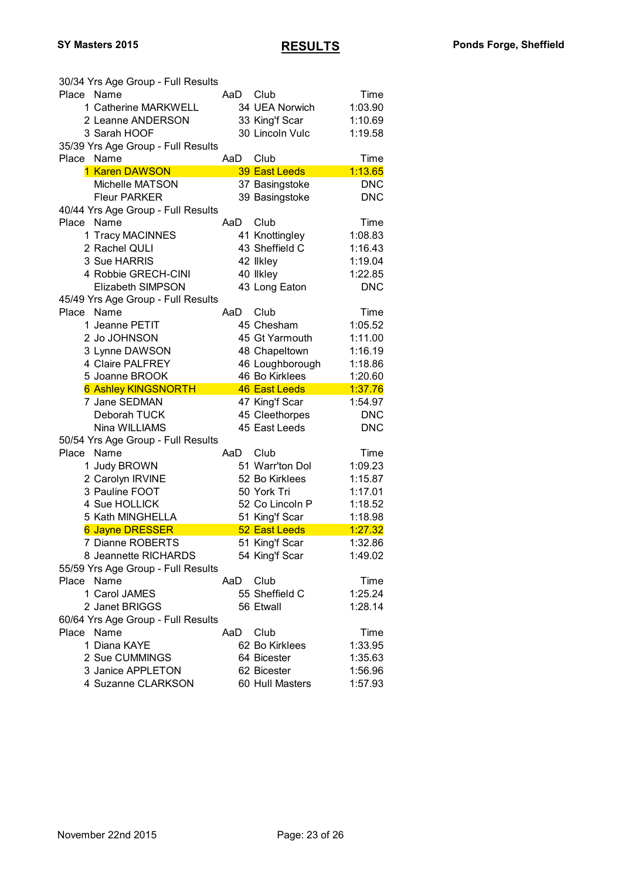**SY Masters 2015** | **RESULTS** | **Ponds Forge, Sheffield**

30/34 Yrs Age Group - Full Results

| Place | Name | AaD | Club | Time |
|---|---|---|---|---|
| 1 | Catherine MARKWELL | 34 | UEA Norwich | 1:03.90 |
| 2 | Leanne ANDERSON | 33 | King'f Scar | 1:10.69 |
| 3 | Sarah HOOF | 30 | Lincoln Vulc | 1:19.58 |

35/39 Yrs Age Group - Full Results

| Place | Name | AaD | Club | Time |
|---|---|---|---|---|
| 1 | Karen DAWSON | 39 | East Leeds | 1:13.65 |
| | Michelle MATSON | 37 | Basingstoke | DNC |
| | Fleur PARKER | 39 | Basingstoke | DNC |

40/44 Yrs Age Group - Full Results

| Place | Name | AaD | Club | Time |
|---|---|---|---|---|
| 1 | Tracy MACINNES | 41 | Knottingley | 1:08.83 |
| 2 | Rachel QULI | 43 | Sheffield C | 1:16.43 |
| 3 | Sue HARRIS | 42 | Ilkley | 1:19.04 |
| 4 | Robbie GRECH-CINI | 40 | Ilkley | 1:22.85 |
| | Elizabeth SIMPSON | 43 | Long Eaton | DNC |

45/49 Yrs Age Group - Full Results

| Place | Name | AaD | Club | Time |
|---|---|---|---|---|
| 1 | Jeanne PETIT | 45 | Chesham | 1:05.52 |
| 2 | Jo JOHNSON | 45 | Gt Yarmouth | 1:11.00 |
| 3 | Lynne DAWSON | 48 | Chapeltown | 1:16.19 |
| 4 | Claire PALFREY | 46 | Loughborough | 1:18.86 |
| 5 | Joanne BROOK | 46 | Bo Kirklees | 1:20.60 |
| 6 | Ashley KINGSNORTH | 46 | East Leeds | 1:37.76 |
| 7 | Jane SEDMAN | 47 | King'f Scar | 1:54.97 |
| | Deborah TUCK | 45 | Cleethorpes | DNC |
| | Nina WILLIAMS | 45 | East Leeds | DNC |

50/54 Yrs Age Group - Full Results

| Place | Name | AaD | Club | Time |
|---|---|---|---|---|
| 1 | Judy BROWN | 51 | Warr'ton Dol | 1:09.23 |
| 2 | Carolyn IRVINE | 52 | Bo Kirklees | 1:15.87 |
| 3 | Pauline FOOT | 50 | York Tri | 1:17.01 |
| 4 | Sue HOLLICK | 52 | Co Lincoln P | 1:18.52 |
| 5 | Kath MINGHELLA | 51 | King'f Scar | 1:18.98 |
| 6 | Jayne DRESSER | 52 | East Leeds | 1:27.32 |
| 7 | Dianne ROBERTS | 51 | King'f Scar | 1:32.86 |
| 8 | Jeannette RICHARDS | 54 | King'f Scar | 1:49.02 |

55/59 Yrs Age Group - Full Results

| Place | Name | AaD | Club | Time |
|---|---|---|---|---|
| 1 | Carol JAMES | 55 | Sheffield C | 1:25.24 |
| 2 | Janet BRIGGS | 56 | Etwall | 1:28.14 |

60/64 Yrs Age Group - Full Results

| Place | Name | AaD | Club | Time |
|---|---|---|---|---|
| 1 | Diana KAYE | 62 | Bo Kirklees | 1:33.95 |
| 2 | Sue CUMMINGS | 64 | Bicester | 1:35.63 |
| 3 | Janice APPLETON | 62 | Bicester | 1:56.96 |
| 4 | Suzanne CLARKSON | 60 | Hull Masters | 1:57.93 |

November 22nd 2015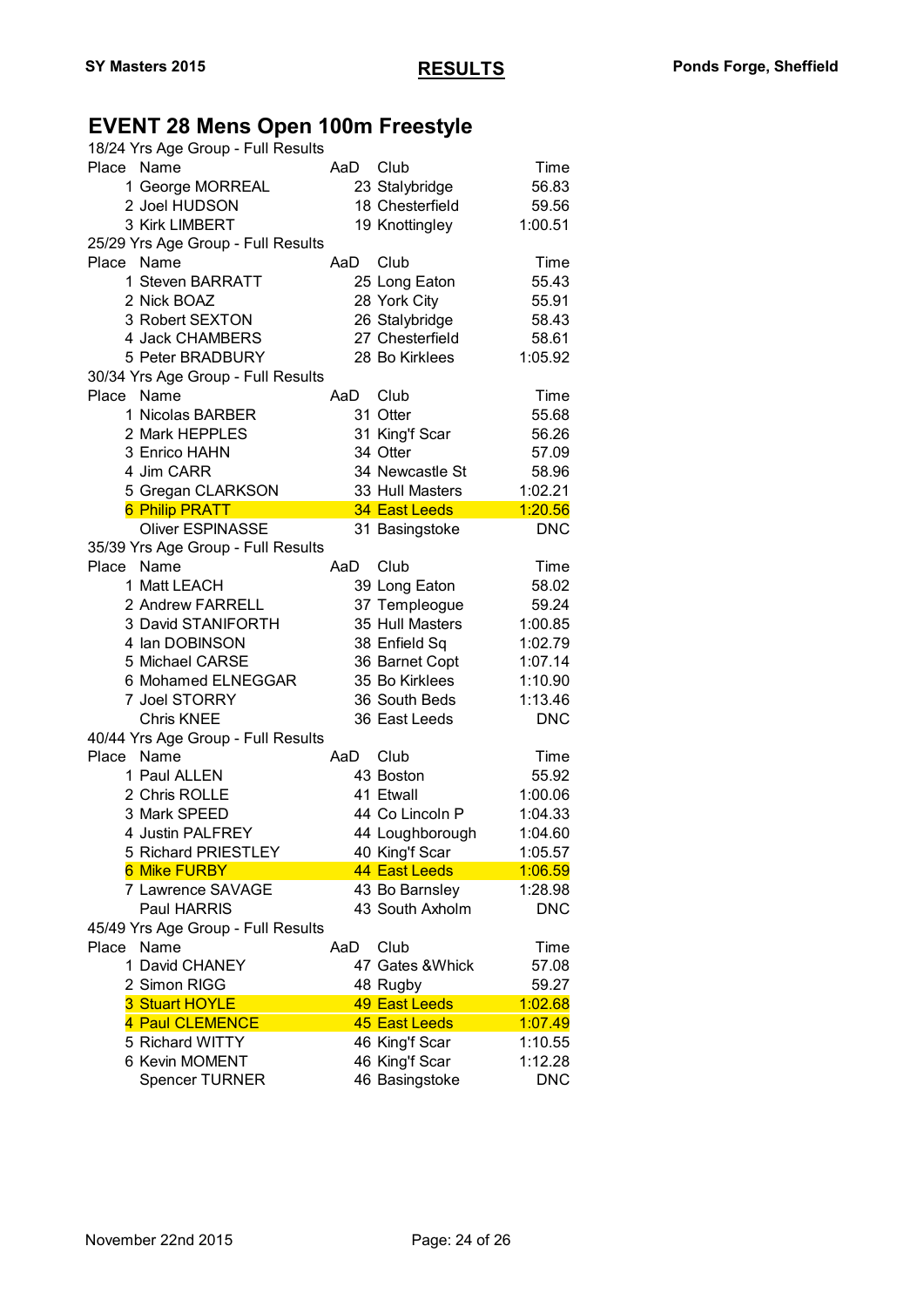# EVENT 28 Mens Open 100m Freestyle

18/24 Yrs Age Group - Full Results

| Place | Name | AaD | Club | Time |
|---|---|---|---|---|
| 1 | George MORREAL | 23 | Stalybridge | 56.83 |
| 2 | Joel HUDSON | 18 | Chesterfield | 59.56 |
| 3 | Kirk LIMBERT | 19 | Knottingley | 1:00.51 |

25/29 Yrs Age Group - Full Results

| Place | Name | AaD | Club | Time |
|---|---|---|---|---|
| 1 | Steven BARRATT | 25 | Long Eaton | 55.43 |
| 2 | Nick BOAZ | 28 | York City | 55.91 |
| 3 | Robert SEXTON | 26 | Stalybridge | 58.43 |
| 4 | Jack CHAMBERS | 27 | Chesterfield | 58.61 |
| 5 | Peter BRADBURY | 28 | Bo Kirklees | 1:05.92 |

30/34 Yrs Age Group - Full Results

| Place | Name | AaD | Club | Time |
|---|---|---|---|---|
| 1 | Nicolas BARBER | 31 | Otter | 55.68 |
| 2 | Mark HEPPLES | 31 | King'f Scar | 56.26 |
| 3 | Enrico HAHN | 34 | Otter | 57.09 |
| 4 | Jim CARR | 34 | Newcastle St | 58.96 |
| 5 | Gregan CLARKSON | 33 | Hull Masters | 1:02.21 |
| 6 | Philip PRATT | 34 | East Leeds | 1:20.56 |
| | Oliver ESPINASSE | 31 | Basingstoke | DNC |

35/39 Yrs Age Group - Full Results

| Place | Name | AaD | Club | Time |
|---|---|---|---|---|
| 1 | Matt LEACH | 39 | Long Eaton | 58.02 |
| 2 | Andrew FARRELL | 37 | Templeogue | 59.24 |
| 3 | David STANIFORTH | 35 | Hull Masters | 1:00.85 |
| 4 | Ian DOBINSON | 38 | Enfield Sq | 1:02.79 |
| 5 | Michael CARSE | 36 | Barnet Copt | 1:07.14 |
| 6 | Mohamed ELNEGGAR | 35 | Bo Kirklees | 1:10.90 |
| 7 | Joel STORRY | 36 | South Beds | 1:13.46 |
| | Chris KNEE | 36 | East Leeds | DNC |

40/44 Yrs Age Group - Full Results

| Place | Name | AaD | Club | Time |
|---|---|---|---|---|
| 1 | Paul ALLEN | 43 | Boston | 55.92 |
| 2 | Chris ROLLE | 41 | Etwall | 1:00.06 |
| 3 | Mark SPEED | 44 | Co Lincoln P | 1:04.33 |
| 4 | Justin PALFREY | 44 | Loughborough | 1:04.60 |
| 5 | Richard PRIESTLEY | 40 | King'f Scar | 1:05.57 |
| 6 | Mike FURBY | 44 | East Leeds | 1:06.59 |
| 7 | Lawrence SAVAGE | 43 | Bo Barnsley | 1:28.98 |
| | Paul HARRIS | 43 | South Axholm | DNC |

45/49 Yrs Age Group - Full Results

| Place | Name | AaD | Club | Time |
|---|---|---|---|---|
| 1 | David CHANEY | 47 | Gates &Whick | 57.08 |
| 2 | Simon RIGG | 48 | Rugby | 59.27 |
| 3 | Stuart HOYLE | 49 | East Leeds | 1:02.68 |
| 4 | Paul CLEMENCE | 45 | East Leeds | 1:07.49 |
| 5 | Richard WITTY | 46 | King'f Scar | 1:10.55 |
| 6 | Kevin MOMENT | 46 | King'f Scar | 1:12.28 |
| | Spencer TURNER | 46 | Basingstoke | DNC |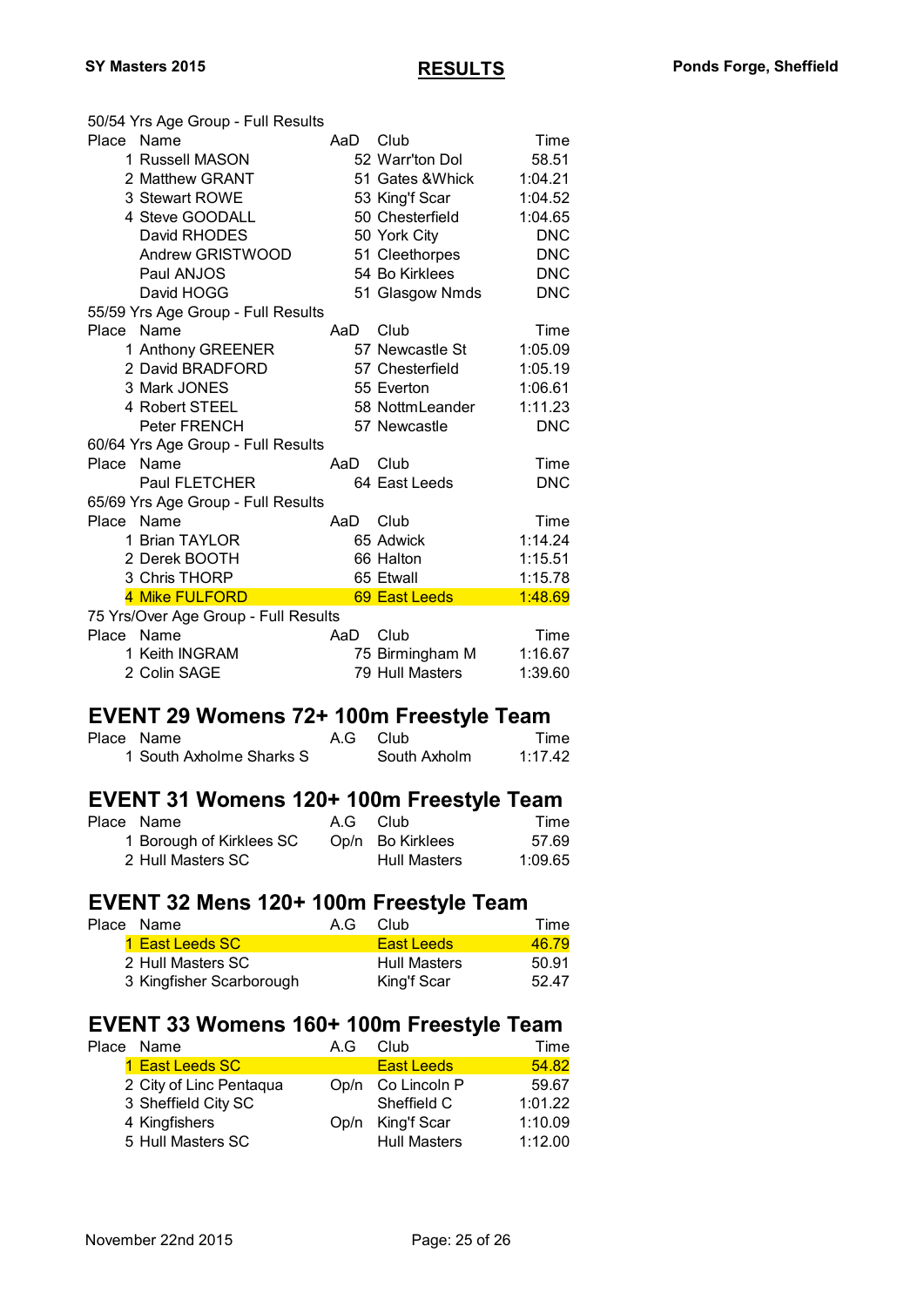50/54 Yrs Age Group - Full Results

| Place | Name | AaD | Club | Time |
|---|---|---|---|---|
| 1 | Russell MASON | 52 | Warr'ton Dol | 58.51 |
| 2 | Matthew GRANT | 51 | Gates &Whick | 1:04.21 |
| 3 | Stewart ROWE | 53 | King'f Scar | 1:04.52 |
| 4 | Steve GOODALL | 50 | Chesterfield | 1:04.65 |
| | David RHODES | 50 | York City | DNC |
| | Andrew GRISTWOOD | 51 | Cleethorpes | DNC |
| | Paul ANJOS | 54 | Bo Kirklees | DNC |
| | David HOGG | 51 | Glasgow Nmds | DNC |

55/59 Yrs Age Group - Full Results

| Place | Name | AaD | Club | Time |
|---|---|---|---|---|
| 1 | Anthony GREENER | 57 | Newcastle St | 1:05.09 |
| 2 | David BRADFORD | 57 | Chesterfield | 1:05.19 |
| 3 | Mark JONES | 55 | Everton | 1:06.61 |
| 4 | Robert STEEL | 58 | NottmLeander | 1:11.23 |
| | Peter FRENCH | 57 | Newcastle | DNC |

60/64 Yrs Age Group - Full Results

| Place | Name | AaD | Club | Time |
|---|---|---|---|---|
| | Paul FLETCHER | 64 | East Leeds | DNC |

65/69 Yrs Age Group - Full Results

| Place | Name | AaD | Club | Time |
|---|---|---|---|---|
| 1 | Brian TAYLOR | 65 | Adwick | 1:14.24 |
| 2 | Derek BOOTH | 66 | Halton | 1:15.51 |
| 3 | Chris THORP | 65 | Etwall | 1:15.78 |
| 4 | Mike FULFORD | 69 | East Leeds | 1:48.69 |

75 Yrs/Over Age Group - Full Results

| Place | Name | AaD | Club | Time |
|---|---|---|---|---|
| 1 | Keith INGRAM | 75 | Birmingham M | 1:16.67 |
| 2 | Colin SAGE | 79 | Hull Masters | 1:39.60 |

## EVENT 29 Womens 72+ 100m Freestyle Team

| Place | Name | A.G | Club | Time |
|---|---|---|---|---|
| 1 | South Axholme Sharks S | | South Axholm | 1:17.42 |

## EVENT 31 Womens 120+ 100m Freestyle Team

| Place | Name | A.G | Club | Time |
|---|---|---|---|---|
| 1 | Borough of Kirklees SC | Op/n | Bo Kirklees | 57.69 |
| 2 | Hull Masters SC | | Hull Masters | 1:09.65 |

## EVENT 32 Mens 120+ 100m Freestyle Team

| Place | Name | A.G | Club | Time |
|---|---|---|---|---|
| 1 | East Leeds SC | | East Leeds | 46.79 |
| 2 | Hull Masters SC | | Hull Masters | 50.91 |
| 3 | Kingfisher Scarborough | | King'f Scar | 52.47 |

## EVENT 33 Womens 160+ 100m Freestyle Team

| Place | Name | A.G | Club | Time |
|---|---|---|---|---|
| 1 | East Leeds SC | | East Leeds | 54.82 |
| 2 | City of Linc Pentaqua | Op/n | Co Lincoln P | 59.67 |
| 3 | Sheffield City SC | | Sheffield C | 1:01.22 |
| 4 | Kingfishers | Op/n | King'f Scar | 1:10.09 |
| 5 | Hull Masters SC | | Hull Masters | 1:12.00 |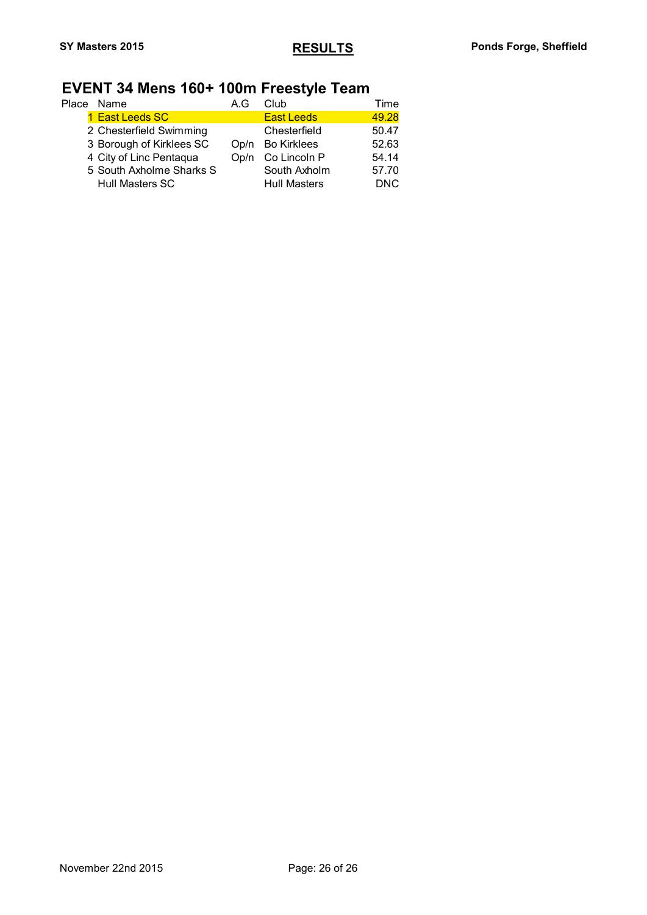## EVENT 34 Mens 160+ 100m Freestyle Team

| Place | Name | A.G | Club | Time |
|---|---|---|---|---|
| 1 | East Leeds SC | | East Leeds | 49.28 |
| 2 | Chesterfield Swimming | | Chesterfield | 50.47 |
| 3 | Borough of Kirklees SC | Op/n | Bo Kirklees | 52.63 |
| 4 | City of Linc Pentaqua | Op/n | Co Lincoln P | 54.14 |
| 5 | South Axholme Sharks S | | South Axholm | 57.70 |
| | Hull Masters SC | | Hull Masters | DNC |